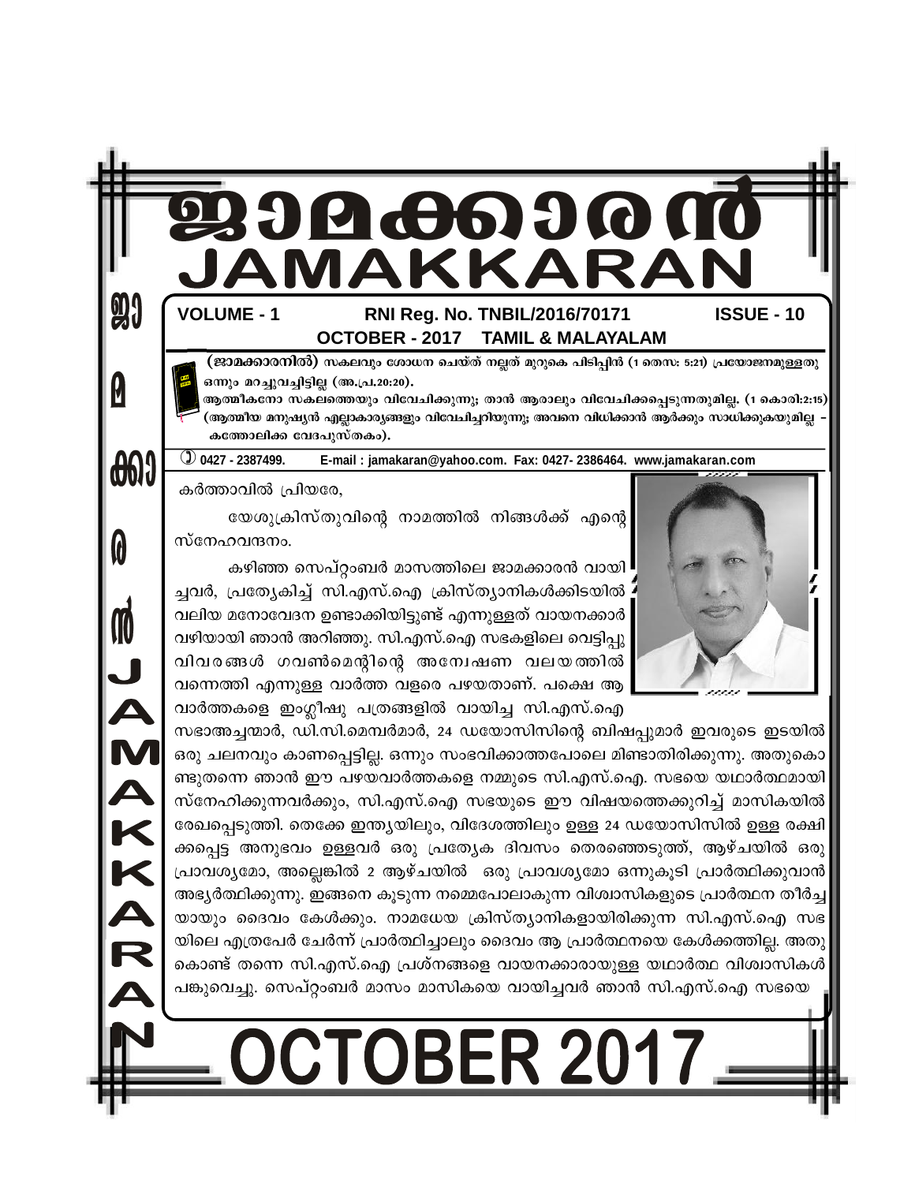# ജാമക്കാരൻ
# JAMAKKARAN

**VOLUME - 1** **RNI Reg. No. TNBIL/2016/70171** **ISSUE - 10**

**OCTOBER - 2017 TAMIL & MALAYALAM**

**(ജാമക്കാരനിൽ)** സകലവും ശോധന ചെയ്ത് നല്ലത് മുറുകെ പിടിപ്പിൻ (1 തെസ: 5:21) പ്രയോജനമുള്ളതു ഒന്നും മറച്ചുവച്ചിട്ടില്ല (അ.പ്ര.20:20).

ആത്മീകനോ സകലത്തെയും വിവേചിക്കുന്നു; താൻ ആരാലും വിവേചിക്കപ്പെടുന്നതുമില്ല. (1 കൊരി:2:15) (ആത്മീയ മനുഷ്യൻ എല്ലാകാര്യങ്ങളും വിവേചിച്ചറിയുന്നു; അവനെ വിധിക്കാൻ ആർക്കും സാധിക്കുകയുമില്ല – കത്തോലിക്ക വേദപുസ്തകം).

✆ 0427 - 2387499. E-mail : jamakaran@yahoo.com. Fax: 0427- 2386464. www.jamakaran.com

കർത്താവിൽ പ്രിയരേ,

യേശുക്രിസ്തുവിന്റെ നാമത്തിൽ നിങ്ങൾക്ക് എന്റെ സ്നേഹവന്ദനം.

കഴിഞ്ഞ സെപ്റ്റംബർ മാസത്തിലെ ജാമക്കാരൻ വായിച്ചവർ, പ്രത്യേകിച്ച് സി.എസ്.ഐ ക്രിസ്ത്യാനികൾക്കിടയിൽ വലിയ മനോവേദന ഉണ്ടാക്കിയിട്ടുണ്ട് എന്നുള്ളത് വായനക്കാർ വഴിയായി ഞാൻ അറിഞ്ഞു. സി.എസ്.ഐ സഭകളിലെ വെട്ടിപ്പു വിവരങ്ങൾ ഗവൺമെന്റിന്റെ അന്വേഷണ വലയത്തിൽ വന്നെത്തി എന്നുള്ള വാർത്ത വളരെ പഴയതാണ്. പക്ഷെ ആ വാർത്തകളെ ഇംഗ്ലീഷു പത്രങ്ങളിൽ വായിച്ച സി.എസ്.ഐ സഭാഅച്ചന്മാർ, ഡി.സി.മെമ്പർമാർ, 24 ഡയോസിസിന്റെ ബിഷപ്പുമാർ ഇവരുടെ ഇടയിൽ ഒരു ചലനവും കാണപ്പെട്ടില്ല. ഒന്നും സംഭവിക്കാത്തപോലെ മിണ്ടാതിരിക്കുന്നു. അതുകൊണ്ടുതന്നെ ഞാൻ ഈ പഴയവാർത്തകളെ നമ്മുടെ സി.എസ്.ഐ. സഭയെ യഥാർത്ഥമായി സ്നേഹിക്കുന്നവർക്കും, സി.എസ്.ഐ സഭയുടെ ഈ വിഷയത്തെക്കുറിച്ച് മാസികയിൽ രേഖപ്പെടുത്തി. തെക്കേ ഇന്ത്യയിലും, വിദേശത്തിലും ഉള്ള 24 ഡയോസിസിൽ ഉള്ള രക്ഷിക്കപ്പെട്ട അനുഭവം ഉള്ളവർ ഒരു പ്രത്യേക ദിവസം തെരഞ്ഞെടുത്ത്, ആഴ്ചയിൽ ഒരു പ്രാവശ്യമോ, അല്ലെങ്കിൽ 2 ആഴ്ചയിൽ ഒരു പ്രാവശ്യമോ ഒന്നുകൂടി പ്രാർത്ഥിക്കുവാൻ അഭ്യർത്ഥിക്കുന്നു. ഇങ്ങനെ കൂടുന്ന നമ്മെപോലാകുന്ന വിശ്വാസികളുടെ പ്രാർത്ഥന തീർച്ചയായും ദൈവം കേൾക്കും. നാമധേയ ക്രിസ്ത്യാനികളായിരിക്കുന്ന സി.എസ്.ഐ സഭയിലെ എത്രപേർ ചേർന്ന് പ്രാർത്ഥിച്ചാലും ദൈവം ആ പ്രാർത്ഥനയെ കേൾക്കത്തില്ല. അതുകൊണ്ട് തന്നെ സി.എസ്.ഐ പ്രശ്നങ്ങളെ വായനക്കാരായുള്ള യഥാർത്ഥ വിശ്വാസികൾ പങ്കുവെച്ചു. സെപ്റ്റംബർ മാസം മാസികയെ വായിച്ചവർ ഞാൻ സി.എസ്.ഐ സഭയെ

# OCTOBER 2017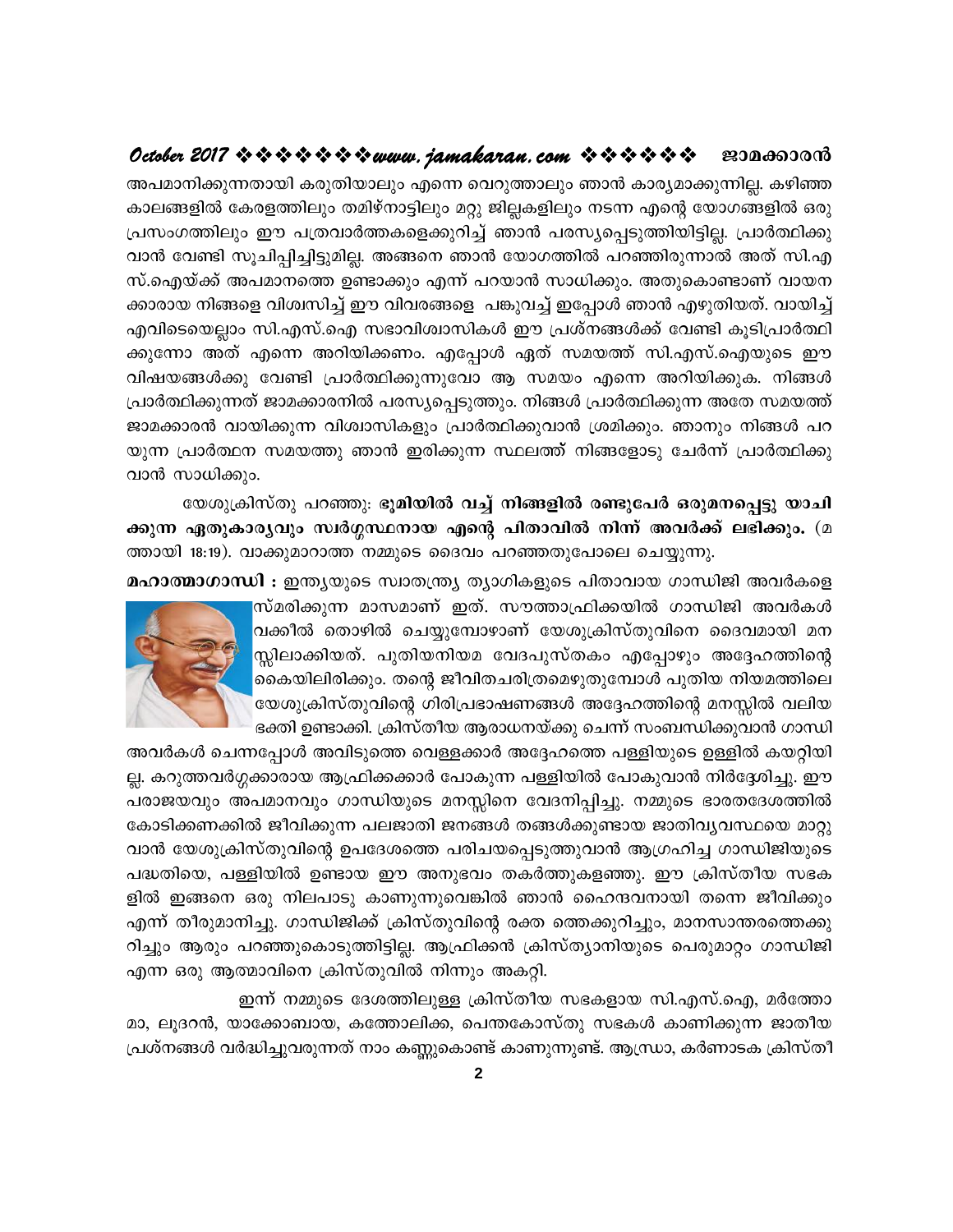അപമാനിക്കുന്നതായി കരുതിയാലും എന്നെ വെറുത്താലും ഞാൻ കാര്യമാക്കുന്നില്ല. കഴിഞ്ഞ കാലങ്ങളിൽ കേരളത്തിലും തമിഴ്നാട്ടിലും മറ്റു ജില്ലകളിലും നടന്ന എന്റെ യോഗങ്ങളിൽ ഒരു പ്രസംഗത്തിലും ഈ പത്രവാർത്തകളെക്കുറിച്ച് ഞാൻ പരസ്യപ്പെടുത്തിയിട്ടില്ല. പ്രാർത്ഥിക്കുവാൻ വേണ്ടി സൂചിപ്പിച്ചിട്ടുമില്ല. അങ്ങനെ ഞാൻ യോഗത്തിൽ പറഞ്ഞിരുന്നാൽ അത് സി.എസ്.ഐയ്ക്ക് അപമാനത്തെ ഉണ്ടാക്കും എന്ന് പറയാൻ സാധിക്കും. അതുകൊണ്ടാണ് വായനക്കാരായ നിങ്ങളെ വിശ്വസിച്ച് ഈ വിവരങ്ങളെ പങ്കുവച്ച് ഇപ്പോൾ ഞാൻ എഴുതിയത്. വായിച്ച് എവിടെയെല്ലാം സി.എസ്.ഐ സഭാവിശ്വാസികൾ ഈ പ്രശ്നങ്ങൾക്ക് വേണ്ടി കൂടിപ്രാർത്ഥിക്കുന്നോ അത് എന്നെ അറിയിക്കണം. എപ്പോൾ ഏത് സമയത്ത് സി.എസ്.ഐയുടെ ഈ വിഷയങ്ങൾക്കു വേണ്ടി പ്രാർത്ഥിക്കുന്നുവോ ആ സമയം എന്നെ അറിയിക്കുക. നിങ്ങൾ പ്രാർത്ഥിക്കുന്നത് ജാമക്കാരനിൽ പരസ്യപ്പെടുത്തും. നിങ്ങൾ പ്രാർത്ഥിക്കുന്ന അതേ സമയത്ത് ജാമക്കാരൻ വായിക്കുന്ന വിശ്വാസികളും പ്രാർത്ഥിക്കുവാൻ ശ്രമിക്കും. ഞാനും നിങ്ങൾ പറയുന്ന പ്രാർത്ഥന സമയത്തു ഞാൻ ഇരിക്കുന്ന സ്ഥലത്ത് നിങ്ങളോടു ചേർന്ന് പ്രാർത്ഥിക്കുവാൻ സാധിക്കും.

യേശുക്രിസ്തു പറഞ്ഞു: **ഭൂമിയിൽ വച്ച് നിങ്ങളിൽ രണ്ടുപേർ ഒരുമനപ്പെട്ടു യാചിക്കുന്ന ഏതുകാര്യവും സ്വർഗ്ഗസ്ഥനായ എന്റെ പിതാവിൽ നിന്ന് അവർക്ക് ലഭിക്കും.** (മത്തായി 18:19). വാക്കുമാറാത്ത നമ്മുടെ ദൈവം പറഞ്ഞതുപോലെ ചെയ്യുന്നു.

**മഹാത്മാഗാന്ധി :** ഇന്ത്യയുടെ സ്വാതന്ത്ര്യ ത്യാഗികളുടെ പിതാവായ ഗാന്ധിജി അവർകളെ സ്മരിക്കുന്ന മാസമാണ് ഇത്. സൗത്താഫ്രിക്കയിൽ ഗാന്ധിജി അവർകൾ വക്കീൽ തൊഴിൽ ചെയ്യുമ്പോഴാണ് യേശുക്രിസ്തുവിനെ ദൈവമായി മനസ്സിലാക്കിയത്. പുതിയനിയമ വേദപുസ്തകം എപ്പോഴും അദ്ദേഹത്തിന്റെ കൈയിലിരിക്കും. തന്റെ ജീവിതചരിത്രമെഴുതുമ്പോൾ പുതിയ നിയമത്തിലെ യേശുക്രിസ്തുവിന്റെ ഗിരിപ്രഭാഷണങ്ങൾ അദ്ദേഹത്തിന്റെ മനസ്സിൽ വലിയ ഭക്തി ഉണ്ടാക്കി. ക്രിസ്തീയ ആരാധനയ്ക്കു ചെന്ന് സംബന്ധിക്കുവാൻ ഗാന്ധി അവർകൾ ചെന്നപ്പോൾ അവിടുത്തെ വെള്ളക്കാർ അദ്ദേഹത്തെ പള്ളിയുടെ ഉള്ളിൽ കയറ്റിയില്ല. കറുത്തവർഗ്ഗക്കാരായ ആഫ്രിക്കക്കാർ പോകുന്ന പള്ളിയിൽ പോകുവാൻ നിർദ്ദേശിച്ചു. ഈ പരാജയവും അപമാനവും ഗാന്ധിയുടെ മനസ്സിനെ വേദനിപ്പിച്ചു. നമ്മുടെ ഭാരതദേശത്തിൽ കോടിക്കണക്കിൽ ജീവിക്കുന്ന പലജാതി ജനങ്ങൾ തങ്ങൾക്കുണ്ടായ ജാതിവ്യവസ്ഥയെ മാറ്റുവാൻ യേശുക്രിസ്തുവിന്റെ ഉപദേശത്തെ പരിചയപ്പെടുത്തുവാൻ ആഗ്രഹിച്ച ഗാന്ധിജിയുടെ പദ്ധതിയെ, പള്ളിയിൽ ഉണ്ടായ ഈ അനുഭവം തകർത്തുകളഞ്ഞു. ഈ ക്രിസ്തീയ സഭകളിൽ ഇങ്ങനെ ഒരു നിലപാടു കാണുന്നുവെങ്കിൽ ഞാൻ ഹൈന്ദവനായി തന്നെ ജീവിക്കും എന്ന് തീരുമാനിച്ചു. ഗാന്ധിജിക്ക് ക്രിസ്തുവിന്റെ രക്ത ത്തെക്കുറിച്ചും, മാനസാന്തരത്തെക്കുറിച്ചും ആരും പറഞ്ഞുകൊടുത്തിട്ടില്ല. ആഫ്രിക്കൻ ക്രിസ്ത്യാനിയുടെ പെരുമാറ്റം ഗാന്ധിജി എന്ന ഒരു ആത്മാവിനെ ക്രിസ്തുവിൽ നിന്നും അകറ്റി.

ഇന്ന് നമ്മുടെ ദേശത്തിലുള്ള ക്രിസ്തീയ സഭകളായ സി.എസ്.ഐ, മർത്തോമാ, ലൂദറൻ, യാക്കോബായ, കത്തോലിക്ക, പെന്തകോസ്തു സഭകൾ കാണിക്കുന്ന ജാതീയ പ്രശ്നങ്ങൾ വർദ്ധിച്ചുവരുന്നത് നാം കണ്ണുകൊണ്ട് കാണുന്നുണ്ട്. ആന്ധ്രാ, കർണാടക ക്രിസ്തീ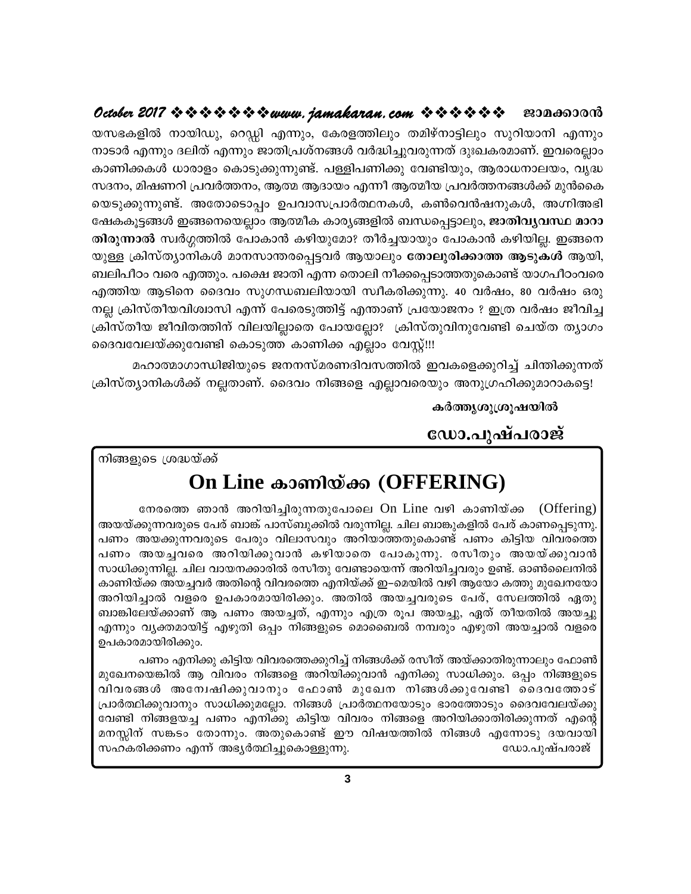യസഭകളിൽ നായിഡു, റെഡ്ഡി എന്നും, കേരളത്തിലും തമിഴ്നാട്ടിലും സുറിയാനി എന്നും നാടാർ എന്നും ദലിത് എന്നും ജാതിപ്രശ്നങ്ങൾ വർദ്ധിച്ചുവരുന്നത് ദുഃഖകരമാണ്. ഇവരെല്ലാം കാണിക്കകൾ ധാരാളം കൊടുക്കുന്നുണ്ട്. പള്ളിപണിക്കു വേണ്ടിയും, ആരാധനാലയം, വൃദ്ധ സദനം, മിഷണറി പ്രവർത്തനം, ആത്മ ആദായം എന്നീ ആത്മീയ പ്രവർത്തനങ്ങൾക്ക് മുൻകൈ യെടുക്കുന്നുണ്ട്. അതോടൊപ്പം ഉപവാസപ്രാർത്ഥനകൾ, കൺവെൻഷനുകൾ, അഗ്നിഅഭി ഷേകകൂട്ടങ്ങൾ ഇങ്ങനെയെല്ലാം ആത്മീക കാര്യങ്ങളിൽ ബന്ധപ്പെട്ടാലും, **ജാതിവ്യവസ്ഥ മാറാ തിരുന്നാൽ** സ്വർഗ്ഗത്തിൽ പോകാൻ കഴിയുമോ? തീർച്ചയായും പോകാൻ കഴിയില്ല. ഇങ്ങനെ യുള്ള ക്രിസ്ത്യാനികൾ മാനസാന്തരപ്പെട്ടവർ ആയാലും **തോലുരിക്കാത്ത ആടുകൾ** ആയി, ബലിപീഠം വരെ എത്തും. പക്ഷെ ജാതി എന്ന തൊലി നീക്കപ്പെടാത്തതുകൊണ്ട് യാഗപീഠംവരെ എത്തിയ ആടിനെ ദൈവം സുഗന്ധബലിയായി സ്വീകരിക്കുന്നു. 40 വർഷം, 80 വർഷം ഒരു നല്ല ക്രിസ്തീയവിശ്വാസി എന്ന് പേരെടുത്തിട്ട് എന്താണ് പ്രയോജനം ? ഇത്ര വർഷം ജീവിച്ച ക്രിസ്തീയ ജീവിതത്തിന് വിലയില്ലാതെ പോയല്ലോ? ക്രിസ്തുവിനുവേണ്ടി ചെയ്ത ത്യാഗം ദൈവവേലയ്ക്കുവേണ്ടി കൊടുത്ത കാണിക്ക എല്ലാം വേസ്റ്റ്!!!

മഹാത്മാഗാന്ധിജിയുടെ ജനനസ്മരണദിവസത്തിൽ ഇവകളെക്കുറിച്ച് ചിന്തിക്കുന്നത് ക്രിസ്ത്യാനികൾക്ക് നല്ലതാണ്. ദൈവം നിങ്ങളെ എല്ലാവരെയും അനുഗ്രഹിക്കുമാറാകട്ടെ!

**കർത്തൃശുശ്രൂഷയിൽ**

**ഡോ.പുഷ്പരാജ്**

---

നിങ്ങളുടെ ശ്രദ്ധയ്ക്ക്

## On Line കാണിയ്ക്ക (OFFERING)

നേരത്തെ ഞാൻ അറിയിച്ചിരുന്നതുപോലെ On Line വഴി കാണിയ്ക്ക (Offering) അയയ്ക്കുന്നവരുടെ പേര് ബാങ്ക് പാസ്ബുക്കിൽ വരുന്നില്ല. ചില ബാങ്കുകളിൽ പേര് കാണപ്പെടുന്നു. പണം അയക്കുന്നവരുടെ പേരും വിലാസവും അറിയാത്തതുകൊണ്ട് പണം കിട്ടിയ വിവരത്തെ പണം അയച്ചവരെ അറിയിക്കുവാൻ കഴിയാതെ പോകുന്നു. രസീതും അയയ്ക്കുവാൻ സാധിക്കുന്നില്ല. ചില വായനക്കാരിൽ രസീതു വേണ്ടായെന്ന് അറിയിച്ചവരും ഉണ്ട്. ഓൺലൈനിൽ കാണിയ്ക്ക അയച്ചവർ അതിന്റെ വിവരത്തെ എനിയ്ക്ക് ഇ–മെയിൽ വഴി ആയോ കത്തു മുഖേനയോ അറിയിച്ചാൽ വളരെ ഉപകാരമായിരിക്കും. അതിൽ അയച്ചവരുടെ പേര്, സേലത്തിൽ ഏതു ബാങ്കിലേയ്ക്കാണ് ആ പണം അയച്ചത്, എന്നും എത്ര രൂപ അയച്ചു, ഏത് തീയതിൽ അയച്ചു എന്നും വ്യക്തമായിട്ട് എഴുതി ഒപ്പം നിങ്ങളുടെ മൊബൈൽ നമ്പരും എഴുതി അയച്ചാൽ വളരെ ഉപകാരമായിരിക്കും.

പണം എനിക്കു കിട്ടിയ വിവരത്തെക്കുറിച്ച് നിങ്ങൾക്ക് രസീത് അയ്ക്കാതിരുന്നാലും ഫോൺ മുഖേനയെങ്കിൽ ആ വിവരം നിങ്ങളെ അറിയിക്കുവാൻ എനിക്കു സാധിക്കും. ഒപ്പം നിങ്ങളുടെ വിവരങ്ങൾ അന്വേഷിക്കുവാനും ഫോൺ മുഖേന നിങ്ങൾക്കുവേണ്ടി ദൈവത്തോട് പ്രാർത്ഥിക്കുവാനും സാധിക്കുമല്ലോ. നിങ്ങൾ പ്രാർത്ഥനയോടും ഭാരത്തോടും ദൈവവേലയ്ക്കു വേണ്ടി നിങ്ങളയച്ച പണം എനിക്കു കിട്ടിയ വിവരം നിങ്ങളെ അറിയിക്കാതിരിക്കുന്നത് എന്റെ മനസ്സിന് സങ്കടം തോന്നും. അതുകൊണ്ട് ഈ വിഷയത്തിൽ നിങ്ങൾ എന്നോടു ദയവായി സഹകരിക്കണം എന്ന് അഭ്യർത്ഥിച്ചുകൊള്ളുന്നു. ഡോ.പുഷ്പരാജ്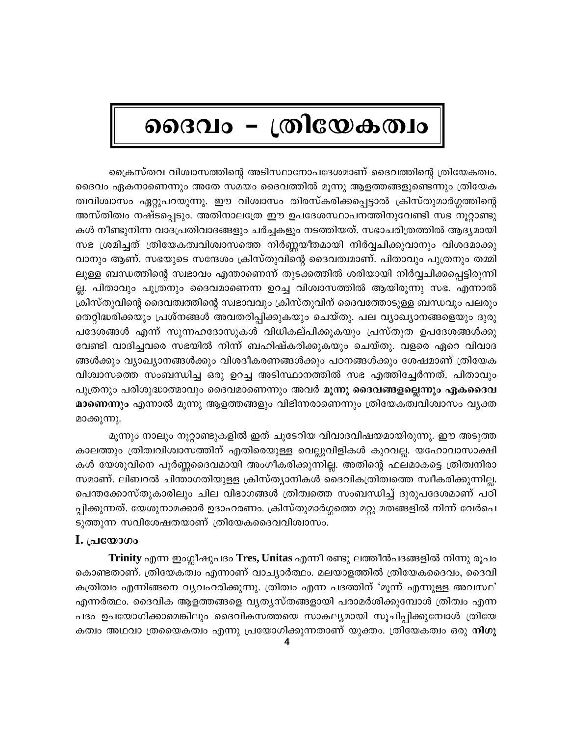# ദൈവം - ത്രിയേകത്വം

ക്രൈസ്തവ വിശ്വാസത്തിന്റെ അടിസ്ഥാനോപദേശമാണ് ദൈവത്തിന്റെ ത്രിയേകത്വം. ദൈവം ഏകനാണെന്നും അതേ സമയം ദൈവത്തിൽ മൂന്നു ആളത്തങ്ങളുണ്ടെന്നും ത്രിയേകത്വവിശ്വാസം ഏറ്റുപറയുന്നു. ഈ വിശ്വാസം തിരസ്കരിക്കപ്പെട്ടാൽ ക്രിസ്തുമാർഗ്ഗത്തിന്റെ അസ്തിത്വം നഷ്ടപ്പെടും. അതിനാലത്രേ ഈ ഉപദേശസ്ഥാപനത്തിനുവേണ്ടി സഭ നൂറ്റാണ്ടുകൾ നീണ്ടുനിന്ന വാദപ്രതിവാദങ്ങളും ചർച്ചകളും നടത്തിയത്. സഭാചരിത്രത്തിൽ ആദ്യമായി സഭ ശ്രമിച്ചത് ത്രിയേകത്വവിശ്വാസത്തെ നിർണ്ണയീതമായി നിർവ്വചിക്കുവാനും വിശദമാക്കുവാനും ആണ്. സഭയുടെ സന്ദേശം ക്രിസ്തുവിന്റെ ദൈവത്വമാണ്. പിതാവും പുത്രനും തമ്മിലുള്ള ബന്ധത്തിന്റെ സ്വഭാവം എന്താണെന്ന് തുടക്കത്തിൽ ശരിയായി നിർവ്വചിക്കപ്പെട്ടിരുന്നില്ല. പിതാവും പുത്രനും ദൈവമാണെന്ന ഉറച്ച വിശ്വാസത്തിൽ ആയിരുന്നു സഭ. എന്നാൽ ക്രിസ്തുവിന്റെ ദൈവത്വത്തിന്റെ സ്വഭാവവും ക്രിസ്തുവിന് ദൈവത്തോടുള്ള ബന്ധവും പലരും തെറ്റിദ്ധരിക്കയും പ്രശ്നങ്ങൾ അവതരിപ്പിക്കുകയും ചെയ്തു. പല വ്യാഖ്യാനങ്ങളെയും ദുരുപദേശങ്ങൾ എന്ന് സുന്നഹദോസുകൾ വിധികല്പിക്കുകയും പ്രസ്തുത ഉപദേശങ്ങൾക്കുവേണ്ടി വാദിച്ചവരെ സഭയിൽ നിന്ന് ബഹിഷ്കരിക്കുകയും ചെയ്തു. വളരെ ഏറെ വിവാദങ്ങൾക്കും വ്യാഖ്യാനങ്ങൾക്കും വിശദീകരണങ്ങൾക്കും പഠനങ്ങൾക്കും ശേഷമാണ് ത്രിയേക വിശ്വാസത്തെ സംബന്ധിച്ച ഒരു ഉറച്ച അടിസ്ഥാനത്തിൽ സഭ എത്തിച്ചേർന്നത്. പിതാവും പുത്രനും പരിശുദ്ധാത്മാവും ദൈവമാണെന്നും അവർ **മൂന്നു ദൈവങ്ങളല്ലെന്നും ഏകദൈവമാണെന്നും** എന്നാൽ മൂന്നു ആളത്തങ്ങളും വിഭിന്നരാണെന്നും ത്രിയേകത്വവിശ്വാസം വ്യക്തമാക്കുന്നു.

മൂന്നും നാലും നൂറ്റാണ്ടുകളിൽ ഇത് ചൂടേറിയ വിവാദവിഷയമായിരുന്നു. ഈ അടുത്ത കാലത്തും ത്രിത്വവിശ്വാസത്തിന് എതിരെയുള്ള വെല്ലുവിളികൾ കുറവല്ല. യഹോവാസാക്ഷികൾ യേശുവിനെ പൂർണ്ണദൈവമായി അംഗീകരിക്കുന്നില്ല. അതിന്റെ ഫലമാകട്ടെ ത്രിത്വനിരാസമാണ്. ലിബറൽ ചിന്താഗതിയുള്ള ക്രിസ്ത്യാനികൾ ദൈവികത്രിത്വത്തെ സ്വീകരിക്കുന്നില്ല. പെന്തക്കോസ്തുകാരിലും ചില വിഭാഗങ്ങൾ ത്രിത്വത്തെ സംബന്ധിച്ച് ദുരുപദേശമാണ് പഠിപ്പിക്കുന്നത്. യേശുനാമക്കാർ ഉദാഹരണം. ക്രിസ്തുമാർഗ്ഗത്തെ മറ്റു മതങ്ങളിൽ നിന്ന് വേർപെടുത്തുന്ന സവിശേഷതയാണ് ത്രിയേകദൈവവിശ്വാസം.

## I. പ്രയോഗം

**Trinity** എന്ന ഇംഗ്ലീഷുപദം **Tres, Unitas** എന്നീ രണ്ടു ലത്തീൻപദങ്ങളിൽ നിന്നു രൂപം കൊണ്ടതാണ്. ത്രിയേകത്വം എന്നാണ് വാച്യാർത്ഥം. മലയാളത്തിൽ ത്രിയേകദൈവം, ദൈവികത്രിത്വം എന്നിങ്ങനെ വ്യവഹരിക്കുന്നു. ത്രിത്വം എന്ന പദത്തിന് 'മൂന്ന് എന്നുള്ള അവസ്ഥ' എന്നർത്ഥം. ദൈവിക ആളത്തങ്ങളെ വ്യത്യസ്തങ്ങളായി പരാമർശിക്കുമ്പോൾ ത്രിത്വം എന്ന പദം ഉപയോഗിക്കാമെങ്കിലും ദൈവികസത്തയെ സാകല്യമായി സൂചിപ്പിക്കുമ്പോൾ ത്രിയേകത്വം അഥവാ ത്രയൈകത്വം എന്നു പ്രയോഗിക്കുന്നതാണ് യുക്തം. ത്രിയേകത്വം ഒരു **നിഗൂ**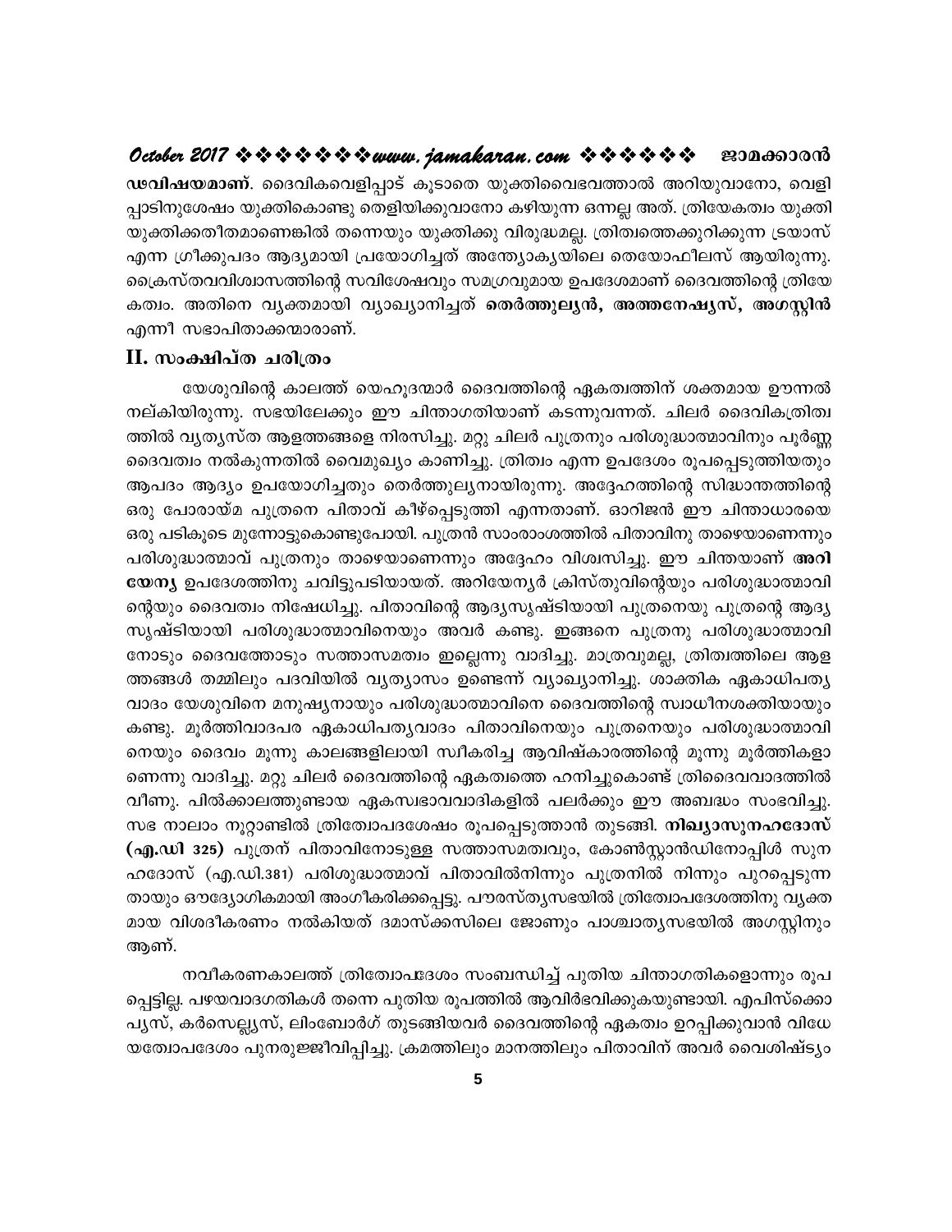**ഢവിഷയമാണ്**. ദൈവികവെളിപ്പാട് കൂടാതെ യുക്തിവൈഭവത്താൽ അറിയുവാനോ, വെളിപ്പാടിനുശേഷം യുക്തികൊണ്ടു തെളിയിക്കുവാനോ കഴിയുന്ന ഒന്നല്ല അത്. ത്രിയേകത്വം യുക്തിയുക്തിക്കതീതമാണെങ്കിൽ തന്നെയും യുക്തിക്കു വിരുദ്ധമല്ല. ത്രിത്വത്തെക്കുറിക്കുന്ന ട്രയാസ് എന്ന ഗ്രീക്കുപദം ആദ്യമായി പ്രയോഗിച്ചത് അന്ത്യോക്യയിലെ തെയോഫീലസ് ആയിരുന്നു. ക്രൈസ്തവവിശ്വാസത്തിന്റെ സവിശേഷവും സമഗ്രവുമായ ഉപദേശമാണ് ദൈവത്തിന്റെ ത്രിയേകത്വം. അതിനെ വ്യക്തമായി വ്യാഖ്യാനിച്ചത് **തെർത്തുല്യൻ, അത്തനേഷ്യസ്, അഗസ്റ്റിൻ** എന്നീ സഭാപിതാക്കന്മാരാണ്.

## II. സംക്ഷിപ്ത ചരിത്രം

യേശുവിന്റെ കാലത്ത് യെഹൂദന്മാർ ദൈവത്തിന്റെ ഏകത്വത്തിന് ശക്തമായ ഊന്നൽ നല്കിയിരുന്നു. സഭയിലേക്കും ഈ ചിന്താഗതിയാണ് കടന്നുവന്നത്. ചിലർ ദൈവികത്രിത്വത്തിൽ വ്യത്യസ്ത ആളത്തങ്ങളെ നിരസിച്ചു. മറ്റു ചിലർ പുത്രനും പരിശുദ്ധാത്മാവിനും പൂർണ്ണ ദൈവത്വം നൽകുന്നതിൽ വൈമുഖ്യം കാണിച്ചു. ത്രിത്വം എന്ന ഉപദേശം രൂപപ്പെടുത്തിയതും ആപദം ആദ്യം ഉപയോഗിച്ചതും തെർത്തുല്യനായിരുന്നു. അദ്ദേഹത്തിന്റെ സിദ്ധാന്തത്തിന്റെ ഒരു പോരായ്മ പുത്രനെ പിതാവ് കീഴ്പ്പെടുത്തി എന്നതാണ്. ഓറിജൻ ഈ ചിന്താധാരയെ ഒരു പടികൂടെ മുന്നോട്ടുകൊണ്ടുപോയി. പുത്രൻ സാംരാംശത്തിൽ പിതാവിനു താഴെയാണെന്നും പരിശുദ്ധാത്മാവ് പുത്രനും താഴെയാണെന്നും അദ്ദേഹം വിശ്വസിച്ചു. ഈ ചിന്തയാണ് **അറിയേന്യ** ഉപദേശത്തിനു ചവിട്ടുപടിയായത്. അറിയേന്യർ ക്രിസ്തുവിന്റെയും പരിശുദ്ധാത്മാവിന്റെയും ദൈവത്വം നിഷേധിച്ചു. പിതാവിന്റെ ആദ്യസൃഷ്ടിയായി പുത്രനെയു പുത്രന്റെ ആദ്യസൃഷ്ടിയായി പരിശുദ്ധാത്മാവിനെയും അവർ കണ്ടു. ഇങ്ങനെ പുത്രനു പരിശുദ്ധാത്മാവിനോടും ദൈവത്തോടും സത്താസമത്വം ഇല്ലെന്നു വാദിച്ചു. മാത്രവുമല്ല, ത്രിത്വത്തിലെ ആളത്തങ്ങൾ തമ്മിലും പദവിയിൽ വ്യത്യാസം ഉണ്ടെന്ന് വ്യാഖ്യാനിച്ചു. ശാക്തിക ഏകാധിപത്യവാദം യേശുവിനെ മനുഷ്യനായും പരിശുദ്ധാത്മാവിനെ ദൈവത്തിന്റെ സ്വാധീനശക്തിയായും കണ്ടു. മൂർത്തിവാദപര ഏകാധിപത്യവാദം പിതാവിനെയും പുത്രനെയും പരിശുദ്ധാത്മാവിനെയും ദൈവം മൂന്നു കാലങ്ങളിലായി സ്വീകരിച്ച ആവിഷ്കാരത്തിന്റെ മൂന്നു മൂർത്തികളാണെന്നു വാദിച്ചു. മറ്റു ചിലർ ദൈവത്തിന്റെ ഏകത്വത്തെ ഹനിച്ചുകൊണ്ട് ത്രിദൈവവാദത്തിൽ വീണു. പിൽക്കാലത്തുണ്ടായ ഏകസ്വഭാവവാദികളിൽ പലർക്കും ഈ അബദ്ധം സംഭവിച്ചു. സഭ നാലാം നൂറ്റാണ്ടിൽ ത്രിത്വോപദേശം രൂപപ്പെടുത്താൻ തുടങ്ങി. **നിഖ്യാസുനഹദോസ് (എ.ഡി 325)** പുത്രന് പിതാവിനോടുള്ള സത്താസമത്വവും, കോൺസ്റ്റാൻഡിനോപ്പിൾ സുനഹദോസ് (എ.ഡി.381) പരിശുദ്ധാത്മാവ് പിതാവിൽനിന്നും പുത്രനിൽ നിന്നും പുറപ്പെടുന്നതായും ഔദ്യോഗികമായി അംഗീകരിക്കപ്പെട്ടു. പൗരസ്ത്യസഭയിൽ ത്രിത്വോപദേശത്തിനു വ്യക്തമായ വിശദീകരണം നൽകിയത് ദമാസ്ക്കസിലെ ജോണും പാശ്ചാത്യസഭയിൽ അഗസ്റ്റിനും ആണ്.

നവീകരണകാലത്ത് ത്രിത്വോപദേശം സംബന്ധിച്ച് പുതിയ ചിന്താഗതികളൊന്നും രൂപപ്പെട്ടില്ല. പഴയവാദഗതികൾ തന്നെ പുതിയ രൂപത്തിൽ ആവിർഭവിക്കുകയുണ്ടായി. എപിസ്ക്കൊപ്യസ്, കർസെല്ല്യസ്, ലിംബോർഗ് തുടങ്ങിയവർ ദൈവത്തിന്റെ ഏകത്വം ഉറപ്പിക്കുവാൻ വിധേയത്വോപദേശം പുനരുജ്ജീവിപ്പിച്ചു. ക്രമത്തിലും മാനത്തിലും പിതാവിന് അവർ വൈശിഷ്ട്യം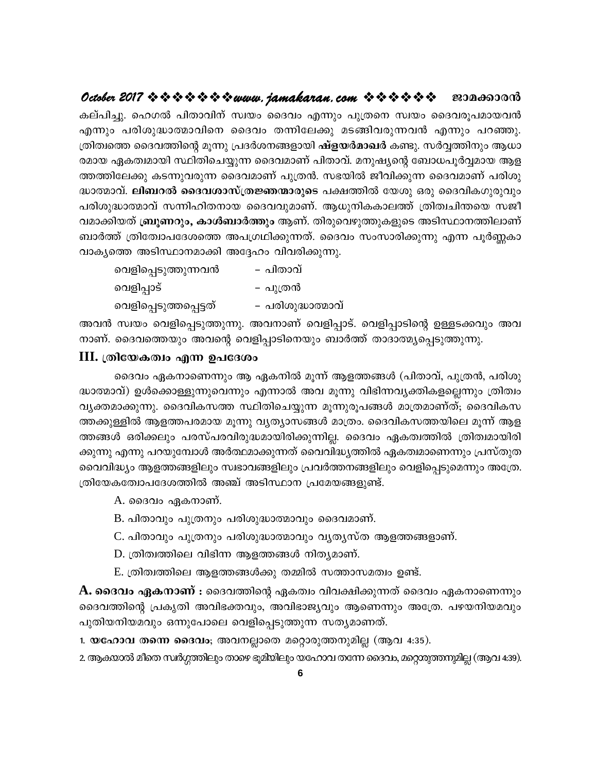കല്പിച്ചു. ഹെഗൽ പിതാവിന് സ്വയം ദൈവം എന്നും പുത്രനെ സ്വയം ദൈവരൂപമായവൻ എന്നും പരിശുദ്ധാത്മാവിനെ ദൈവം തന്നിലേക്കു മടങ്ങിവരുന്നവൻ എന്നും പറഞ്ഞു. ത്രിത്വത്തെ ദൈവത്തിന്റെ മൂന്നു പ്രദർശനങ്ങളായി **ഷ്ളയർമാഖർ** കണ്ടു. സർവ്വത്തിനും ആധാരമായ ഏകത്വമായി സ്ഥിതിചെയ്യുന്ന ദൈവമാണ് പിതാവ്. മനുഷ്യന്റെ ബോധപൂർവ്വമായ ആളത്തത്തിലേക്കു കടന്നുവരുന്ന ദൈവമാണ് പുത്രൻ. സഭയിൽ ജീവിക്കുന്ന ദൈവമാണ് പരിശുദ്ധാത്മാവ്. **ലിബറൽ ദൈവശാസ്ത്രജ്ഞന്മാരുടെ** പക്ഷത്തിൽ യേശു ഒരു ദൈവികഗുരുവും പരിശുദ്ധാത്മാവ് സന്നിഹിതനായ ദൈവവുമാണ്. ആധുനികകാലത്ത് ത്രിത്വചിന്തയെ സജീവമാക്കിയത് **ബ്രൂണറും, കാൾബാർത്തും** ആണ്. തിരുവെഴുത്തുകളുടെ അടിസ്ഥാനത്തിലാണ് ബാർത്ത് ത്രിത്വോപദേശത്തെ അപഗ്രഥിക്കുന്നത്. ദൈവം സംസാരിക്കുന്നു എന്ന പൂർണ്ണകാവാക്യത്തെ അടിസ്ഥാനമാക്കി അദ്ദേഹം വിവരിക്കുന്നു.

| | |
|---|---|
| വെളിപ്പെടുത്തുന്നവൻ | – പിതാവ് |
| വെളിപ്പാട് | – പുത്രൻ |
| വെളിപ്പെടുത്തപ്പെട്ടത് | – പരിശുദ്ധാത്മാവ് |

അവൻ സ്വയം വെളിപ്പെടുത്തുന്നു. അവനാണ് വെളിപ്പാട്. വെളിപ്പാടിന്റെ ഉള്ളടക്കവും അവനാണ്. ദൈവത്തെയും അവന്റെ വെളിപ്പാടിനെയും ബാർത്ത് താദാത്മ്യപ്പെടുത്തുന്നു.

## III. ത്രിയേകത്വം എന്ന ഉപദേശം

ദൈവം ഏകനാണെന്നും ആ ഏകനിൽ മൂന്ന് ആളത്തങ്ങൾ (പിതാവ്, പുത്രൻ, പരിശുദ്ധാത്മാവ്) ഉൾക്കൊള്ളുന്നുവെന്നും എന്നാൽ അവ മൂന്നു വിഭിന്നവ്യക്തികളല്ലെന്നും ത്രിത്വം വ്യക്തമാക്കുന്നു. ദൈവികസത്ത സ്ഥിതിചെയ്യുന്ന മൂന്നുരൂപങ്ങൾ മാത്രമാണത്; ദൈവികസത്തക്കുള്ളിൽ ആളത്തപരമായ മൂന്നു വ്യത്യാസങ്ങൾ മാത്രം. ദൈവികസത്തയിലെ മൂന്ന് ആളത്തങ്ങൾ ഒരിക്കലും പരസ്പരവിരുദ്ധമായിരിക്കുന്നില്ല. ദൈവം ഏകത്വത്തിൽ ത്രിത്വമായിരിക്കുന്നു എന്നു പറയുമ്പോൾ അർത്ഥമാക്കുന്നത് വൈവിദ്ധ്യത്തിൽ ഏകത്വമാണെന്നും പ്രസ്തുത വൈവിദ്ധ്യം ആളത്തങ്ങളിലും സ്വഭാവങ്ങളിലും പ്രവർത്തനങ്ങളിലും വെളിപ്പെടുമെന്നും അത്രേ. ത്രിയേകത്വോപദേശത്തിൽ അഞ്ച് അടിസ്ഥാന പ്രമേയങ്ങളുണ്ട്.

A. ദൈവം ഏകനാണ്.

B. പിതാവും പുത്രനും പരിശുദ്ധാത്മാവും ദൈവമാണ്.

C. പിതാവും പുത്രനും പരിശുദ്ധാത്മാവും വ്യത്യസ്ത ആളത്തങ്ങളാണ്.

D. ത്രിത്വത്തിലെ വിഭിന്ന ആളത്തങ്ങൾ നിത്യമാണ്.

E. ത്രിത്വത്തിലെ ആളത്തങ്ങൾക്കു തമ്മിൽ സത്താസമത്വം ഉണ്ട്.

**A. ദൈവം ഏകനാണ് :** ദൈവത്തിന്റെ ഏകത്വം വിവക്ഷിക്കുന്നത് ദൈവം ഏകനാണെന്നും ദൈവത്തിന്റെ പ്രകൃതി അവിഭക്തവും, അവിഭാജ്യവും ആണെന്നും അത്രേ. പഴയനിയമവും പുതിയനിയമവും ഒന്നുപോലെ വെളിപ്പെടുത്തുന്ന സത്യമാണത്.

1. **യഹോവ തന്നെ ദൈവം**; അവനല്ലാതെ മറ്റൊരുത്തനുമില്ല (ആവ 4:35).

2. ആകയാൽ മീതെ സ്വർഗ്ഗത്തിലും താഴെ ഭൂമിയിലും യഹോവ തന്നേ ദൈവം, മറ്റൊരുത്തനുമില്ല (ആവ 4:39).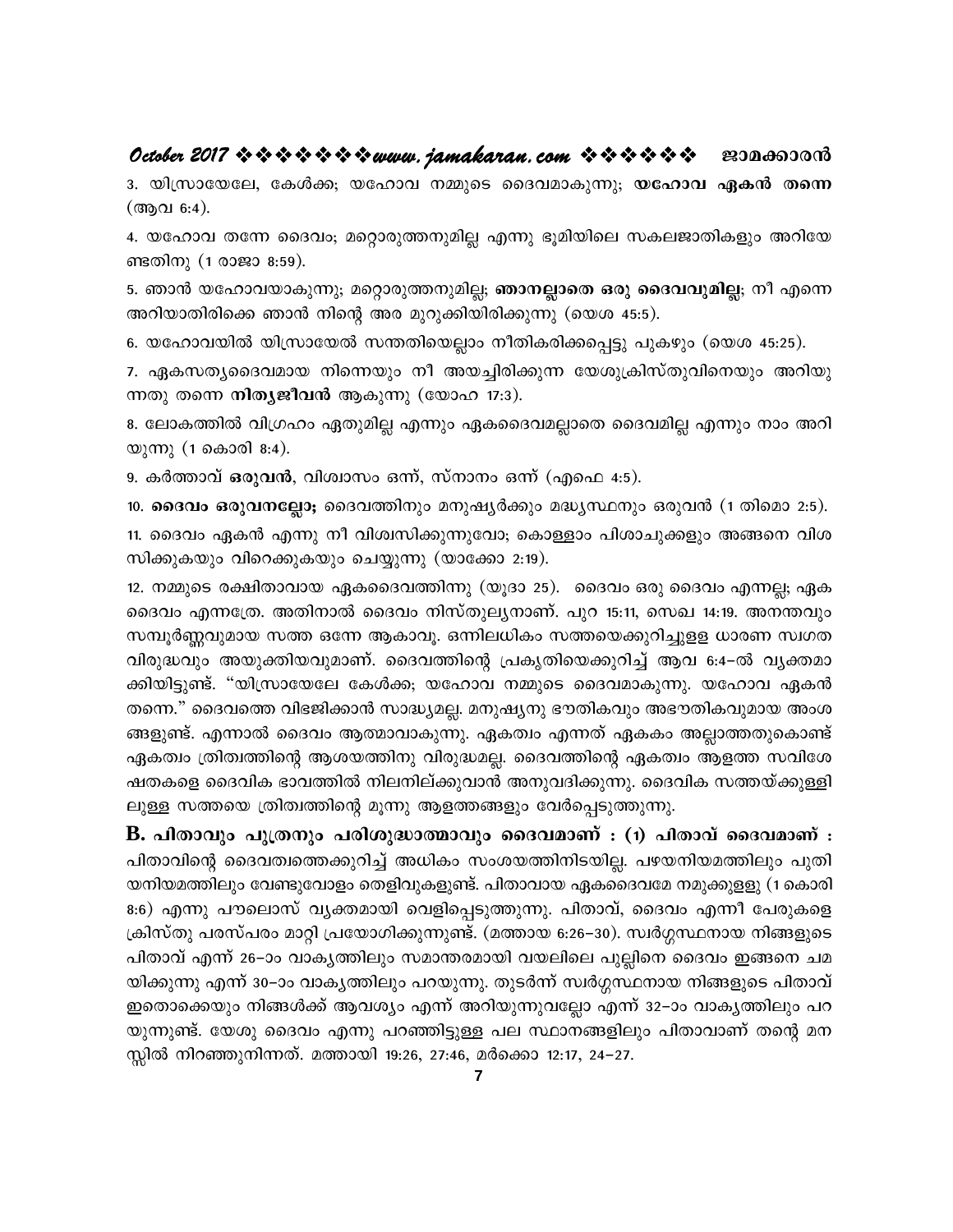3. യിസ്രായേലേ, കേൾക്ക; യഹോവ നമ്മുടെ ദൈവമാകുന്നു; **യഹോവ ഏകൻ തന്നെ** (ആവ 6:4).

4. യഹോവ തന്നേ ദൈവം; മറ്റൊരുത്തനുമില്ല എന്നു ഭൂമിയിലെ സകലജാതികളും അറിയേണ്ടതിനു (1 രാജാ 8:59).

5. ഞാൻ യഹോവയാകുന്നു; മറ്റൊരുത്തനുമില്ല; **ഞാനല്ലാതെ ഒരു ദൈവവുമില്ല**; നീ എന്നെ അറിയാതിരിക്കെ ഞാൻ നിന്റെ അര മുറുക്കിയിരിക്കുന്നു (യെശ 45:5).

6. യഹോവയിൽ യിസ്രായേൽ സന്തതിയെല്ലാം നീതികരിക്കപ്പെട്ടു പുകഴും (യെശ 45:25).

7. ഏകസത്യദൈവമായ നിന്നെയും നീ അയച്ചിരിക്കുന്ന യേശുക്രിസ്തുവിനെയും അറിയുന്നതു തന്നെ **നിത്യജീവൻ** ആകുന്നു (യോഹ 17:3).

8. ലോകത്തിൽ വിഗ്രഹം ഏതുമില്ല എന്നും ഏകദൈവമല്ലാതെ ദൈവമില്ല എന്നും നാം അറിയുന്നു (1 കൊരി 8:4).

9. കർത്താവ് **ഒരുവൻ**, വിശ്വാസം ഒന്ന്, സ്നാനം ഒന്ന് (എഫെ 4:5).

10. **ദൈവം ഒരുവനല്ലോ;** ദൈവത്തിനും മനുഷ്യർക്കും മദ്ധ്യസ്ഥനും ഒരുവൻ (1 തിമൊ 2:5).

11. ദൈവം ഏകൻ എന്നു നീ വിശ്വസിക്കുന്നുവോ; കൊള്ളാം പിശാചുക്കളും അങ്ങനെ വിശ്വസിക്കുകയും വിറെക്കുകയും ചെയ്യുന്നു (യാക്കോ 2:19).

12. നമ്മുടെ രക്ഷിതാവായ ഏകദൈവത്തിന്നു (യൂദാ 25). ദൈവം ഒരു ദൈവം എന്നല്ല; ഏകദൈവം എന്നത്രേ. അതിനാൽ ദൈവം നിസ്തുല്യനാണ്. പുറ 15:11, സെഖ 14:19. അനന്തവും സമ്പൂർണ്ണവുമായ സത്ത ഒന്നേ ആകാവൂ. ഒന്നിലധികം സത്തയെക്കുറിച്ചുള്ള ധാരണ സ്വഗത വിരുദ്ധവും അയുക്തിയവുമാണ്. ദൈവത്തിന്റെ പ്രകൃതിയെക്കുറിച്ച് ആവ 6:4–ൽ വ്യക്തമാക്കിയിട്ടുണ്ട്. "യിസ്രായേലേ കേൾക്ക; യഹോവ നമ്മുടെ ദൈവമാകുന്നു. യഹോവ ഏകൻ തന്നെ." ദൈവത്തെ വിഭജിക്കാൻ സാദ്ധ്യമല്ല. മനുഷ്യനു ഭൗതികവും അഭൗതികവുമായ അംശങ്ങളുണ്ട്. എന്നാൽ ദൈവം ആത്മാവാകുന്നു. ഏകത്വം എന്നത് ഏകകം അല്ലാത്തതുകൊണ്ട് ഏകത്വം ത്രിത്വത്തിന്റെ ആശയത്തിനു വിരുദ്ധമല്ല. ദൈവത്തിന്റെ ഏകത്വം ആളത്ത സവിശേഷതകളെ ദൈവിക ഭാവത്തിൽ നിലനില്ക്കുവാൻ അനുവദിക്കുന്നു. ദൈവിക സത്തയ്ക്കുള്ളിലുള്ള സത്തയെ ത്രിത്വത്തിന്റെ മൂന്നു ആളത്തങ്ങളും വേർപ്പെടുത്തുന്നു.

**B. പിതാവും പുത്രനും പരിശുദ്ധാത്മാവും ദൈവമാണ് : (1) പിതാവ് ദൈവമാണ് :** പിതാവിന്റെ ദൈവത്വത്തെക്കുറിച്ച് അധികം സംശയത്തിനിടയില്ല. പഴയനിയമത്തിലും പുതിയനിയമത്തിലും വേണ്ടുവോളം തെളിവുകളുണ്ട്. പിതാവായ ഏകദൈവമേ നമുക്കുള്ളു (1 കൊരി 8:6) എന്നു പൗലൊസ് വ്യക്തമായി വെളിപ്പെടുത്തുന്നു. പിതാവ്, ദൈവം എന്നീ പേരുകളെ ക്രിസ്തു പരസ്പരം മാറ്റി പ്രയോഗിക്കുന്നുണ്ട്. (മത്തായ 6:26–30). സ്വർഗ്ഗസ്ഥനായ നിങ്ങളുടെ പിതാവ് എന്ന് 26–ാം വാക്യത്തിലും സമാന്തരമായി വയലിലെ പുല്ലിനെ ദൈവം ഇങ്ങനെ ചമയിക്കുന്നു എന്ന് 30–ാം വാക്യത്തിലും പറയുന്നു. തുടർന്ന് സ്വർഗ്ഗസ്ഥനായ നിങ്ങളുടെ പിതാവ് ഇതൊക്കെയും നിങ്ങൾക്ക് ആവശ്യം എന്ന് അറിയുന്നുവല്ലോ എന്ന് 32–ാം വാക്യത്തിലും പറയുന്നുണ്ട്. യേശു ദൈവം എന്നു പറഞ്ഞിട്ടുള്ള പല സ്ഥാനങ്ങളിലും പിതാവാണ് തന്റെ മനസ്സിൽ നിറഞ്ഞുനിന്നത്. മത്തായി 19:26, 27:46, മർക്കൊ 12:17, 24–27.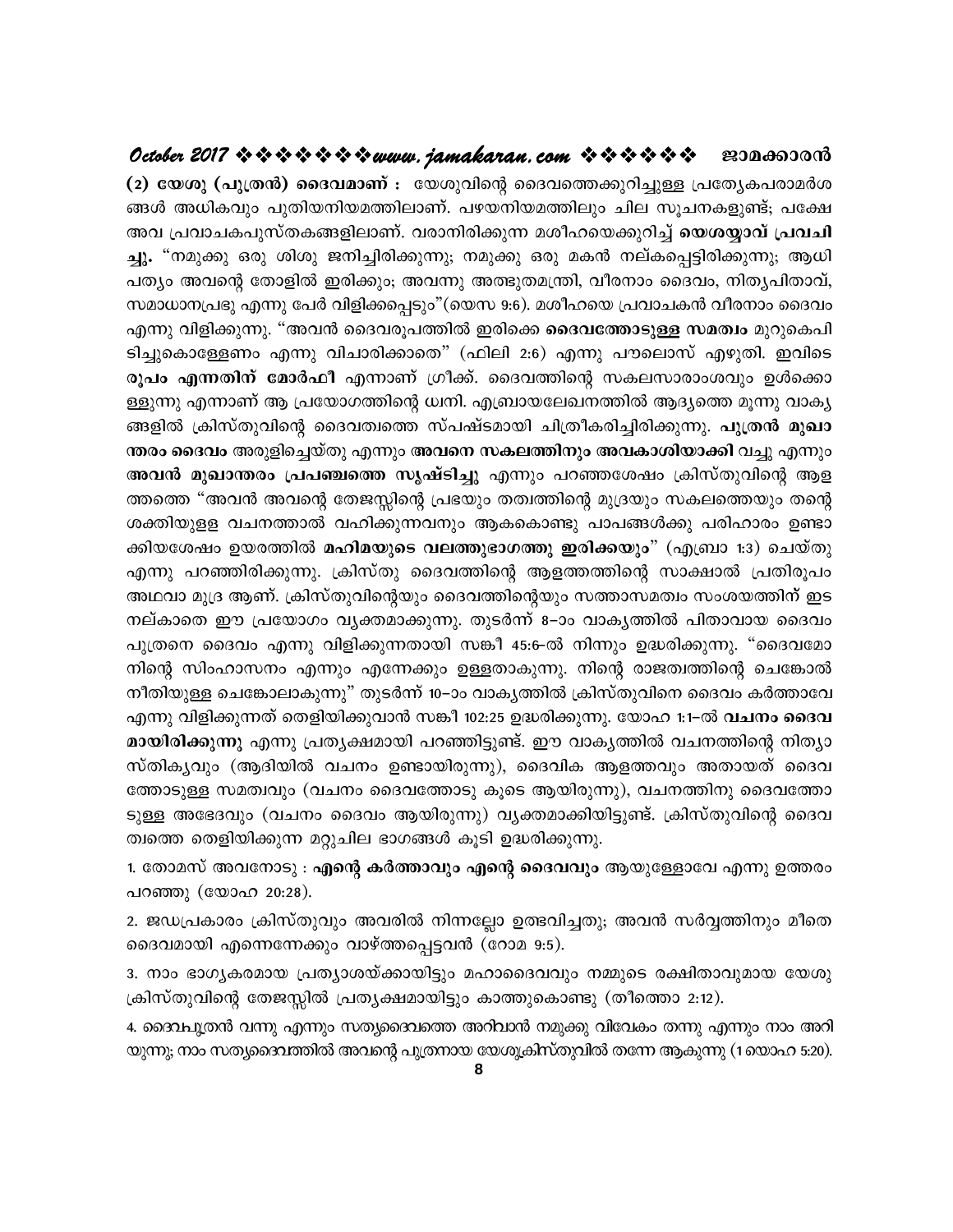**(2) യേശു (പുത്രൻ) ദൈവമാണ് :** യേശുവിന്റെ ദൈവത്തെക്കുറിച്ചുള്ള പ്രത്യേകപരാമർശങ്ങൾ അധികവും പുതിയനിയമത്തിലാണ്. പഴയനിയമത്തിലും ചില സൂചനകളുണ്ട്; പക്ഷേ അവ പ്രവാചകപുസ്തകങ്ങളിലാണ്. വരാനിരിക്കുന്ന മശീഹയെക്കുറിച്ച് **യെശയ്യാവ് പ്രവചിച്ചു.** "നമുക്കു ഒരു ശിശു ജനിച്ചിരിക്കുന്നു; നമുക്കു ഒരു മകൻ നല്കപ്പെട്ടിരിക്കുന്നു; ആധിപത്യം അവന്റെ തോളിൽ ഇരിക്കും; അവന്നു അത്ഭുതമന്ത്രി, വീരനാം ദൈവം, നിത്യപിതാവ്, സമാധാനപ്രഭു എന്നു പേർ വിളിക്കപ്പെടും"(യെസ 9:6). മശീഹയെ പ്രവാചകൻ വീരനാം ദൈവം എന്നു വിളിക്കുന്നു. "അവൻ ദൈവരൂപത്തിൽ ഇരിക്കെ **ദൈവത്തോടുള്ള സമത്വം** മുറുകെപിടിച്ചുകൊള്ളേണം എന്നു വിചാരിക്കാതെ" (ഫിലി 2:6) എന്നു പൗലൊസ് എഴുതി. ഇവിടെ **രൂപം എന്നതിന് മോർഫീ** എന്നാണ് ഗ്രീക്ക്. ദൈവത്തിന്റെ സകലസാരാംശവും ഉൾക്കൊള്ളുന്നു എന്നാണ് ആ പ്രയോഗത്തിന്റെ ധ്വനി. എബ്രായലേഖനത്തിൽ ആദ്യത്തെ മൂന്നു വാക്യങ്ങളിൽ ക്രിസ്തുവിന്റെ ദൈവത്വത്തെ സ്പഷ്ടമായി ചിത്രീകരിച്ചിരിക്കുന്നു. **പുത്രൻ മുഖാന്തരം ദൈവം** അരുളിച്ചെയ്തു എന്നും **അവനെ സകലത്തിനും അവകാശിയാക്കി** വച്ചു എന്നും **അവൻ മുഖാന്തരം പ്രപഞ്ചത്തെ സൃഷ്ടിച്ചു** എന്നും പറഞ്ഞശേഷം ക്രിസ്തുവിന്റെ ആളത്തത്തെ "അവൻ അവന്റെ തേജസ്സിന്റെ പ്രഭയും തത്വത്തിന്റെ മുദ്രയും സകലത്തെയും തന്റെ ശക്തിയുളള വചനത്താൽ വഹിക്കുന്നവനും ആകകൊണ്ടു പാപങ്ങൾക്കു പരിഹാരം ഉണ്ടാക്കിയശേഷം ഉയരത്തിൽ **മഹിമയുടെ വലത്തുഭാഗത്തു ഇരിക്കയും**" (എബ്രാ 1:3) ചെയ്തു എന്നു പറഞ്ഞിരിക്കുന്നു. ക്രിസ്തു ദൈവത്തിന്റെ ആളത്തത്തിന്റെ സാക്ഷാൽ പ്രതിരൂപം അഥവാ മുദ്ര ആണ്. ക്രിസ്തുവിന്റെയും ദൈവത്തിന്റെയും സത്താസമത്വം സംശയത്തിന് ഇട നല്കാതെ ഈ പ്രയോഗം വ്യക്തമാക്കുന്നു. തുടർന്ന് 8–ാം വാക്യത്തിൽ പിതാവായ ദൈവം പുത്രനെ ദൈവം എന്നു വിളിക്കുന്നതായി സങ്കീ 45:6–ൽ നിന്നും ഉദ്ധരിക്കുന്നു. "ദൈവമോ നിന്റെ സിംഹാസനം എന്നും എന്നേക്കും ഉള്ളതാകുന്നു. നിന്റെ രാജത്വത്തിന്റെ ചെങ്കോൽ നീതിയുള്ള ചെങ്കോലാകുന്നു" തുടർന്ന് 10–ാം വാക്യത്തിൽ ക്രിസ്തുവിനെ ദൈവം കർത്താവേ എന്നു വിളിക്കുന്നത് തെളിയിക്കുവാൻ സങ്കീ 102:25 ഉദ്ധരിക്കുന്നു. യോഹ 1:1–ൽ **വചനം ദൈവമായിരിക്കുന്നു** എന്നു പ്രത്യക്ഷമായി പറഞ്ഞിട്ടുണ്ട്. ഈ വാക്യത്തിൽ വചനത്തിന്റെ നിത്യാസ്തിക്യവും (ആദിയിൽ വചനം ഉണ്ടായിരുന്നു), ദൈവിക ആളത്തവും അതായത് ദൈവത്തോടുള്ള സമത്വവും (വചനം ദൈവത്തോടു കൂടെ ആയിരുന്നു), വചനത്തിനു ദൈവത്തോടുള്ള അഭേദവും (വചനം ദൈവം ആയിരുന്നു) വ്യക്തമാക്കിയിട്ടുണ്ട്. ക്രിസ്തുവിന്റെ ദൈവത്വത്തെ തെളിയിക്കുന്ന മറ്റുചില ഭാഗങ്ങൾ കൂടി ഉദ്ധരിക്കുന്നു.

1. തോമസ് അവനോടു : **എന്റെ കർത്താവും എന്റെ ദൈവവും** ആയുള്ളോവേ എന്നു ഉത്തരം പറഞ്ഞു (യോഹ 20:28).

2. ജഡപ്രകാരം ക്രിസ്തുവും അവരിൽ നിന്നല്ലോ ഉത്ഭവിച്ചതു; അവൻ സർവ്വത്തിനും മീതെ ദൈവമായി എന്നെന്നേക്കും വാഴ്ത്തപ്പെട്ടവൻ (റോമ 9:5).

3. നാം ഭാഗ്യകരമായ പ്രത്യാശയ്ക്കായിട്ടും മഹാദൈവവും നമ്മുടെ രക്ഷിതാവുമായ യേശു ക്രിസ്തുവിന്റെ തേജസ്സിൽ പ്രത്യക്ഷമായിട്ടും കാത്തുകൊണ്ടു (തീത്തൊ 2:12).

4. ദൈവപുത്രൻ വന്നു എന്നും സത്യദൈവത്തെ അറിവാൻ നമുക്കു വിവേകം തന്നു എന്നും നാം അറിയുന്നു; നാം സത്യദൈവത്തിൽ അവന്റെ പുത്രനായ യേശുക്രിസ്തുവിൽ തന്നേ ആകുന്നു (1 യൊഹ 5:20).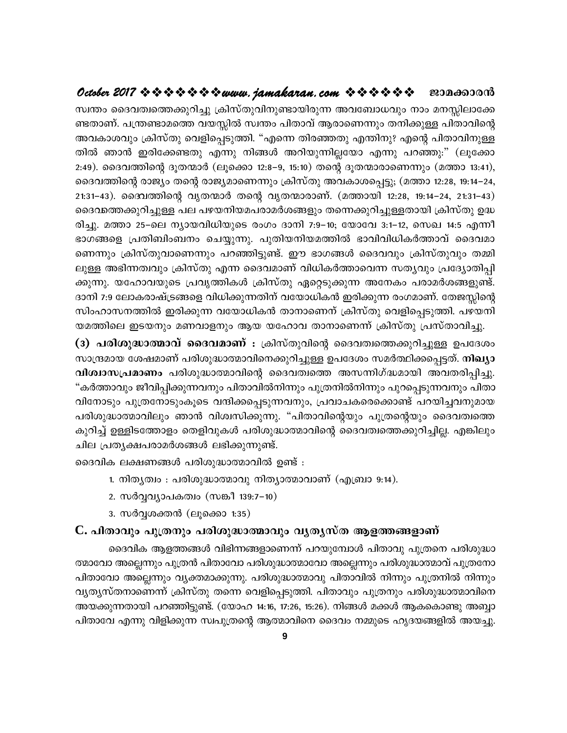സ്വന്തം ദൈവത്വത്തെക്കുറിച്ചു ക്രിസ്തുവിനുണ്ടായിരുന്ന അവബോധവും നാം മനസ്സിലാക്കേണ്ടതാണ്. പന്ത്രണ്ടാമത്തെ വയസ്സിൽ സ്വന്തം പിതാവ് ആരാണെന്നും തനിക്കുള്ള പിതാവിന്റെ അവകാശവും ക്രിസ്തു വെളിപ്പെടുത്തി. "എന്നെ തിരഞ്ഞതു എന്തിനു? എന്റെ പിതാവിനുള്ളതിൽ ഞാൻ ഇരിക്കേണ്ടതു എന്നു നിങ്ങൾ അറിയുന്നില്ലയോ എന്നു പറഞ്ഞു:" (ലൂക്കോ 2:49). ദൈവത്തിന്റെ ദൂതന്മാർ (ലൂക്കൊ 12:8–9, 15:10) തന്റെ ദൂതന്മാരാണെന്നും (മത്താ 13:41), ദൈവത്തിന്റെ രാജ്യം തന്റെ രാജ്യമാണെന്നും ക്രിസ്തു അവകാശപ്പെട്ടു; (മത്താ 12:28, 19:14–24, 21:31–43). ദൈവത്തിന്റെ വൃതന്മാർ തന്റെ വൃതന്മാരാണ്. (മത്തായി 12:28, 19:14–24, 21:31–43) ദൈവത്തെക്കുറിച്ചുള്ള പല പഴയനിയമപരാമർശങ്ങളും തന്നെക്കുറിച്ചുള്ളതായി ക്രിസ്തു ഉദ്ധരിച്ചു. മത്താ 25–ലെ ന്യായവിധിയുടെ രംഗം ദാനി 7:9–10; യോവേ 3:1–12, സെഖ 14:5 എന്നീ ഭാഗങ്ങളെ പ്രതിബിംബനം ചെയ്യുന്നു. പുതിയനിയമത്തിൽ ഭാവിവിധികർത്താവ് ദൈവമാണെന്നും ക്രിസ്തുവാണെന്നും പറഞ്ഞിട്ടുണ്ട്. ഈ ഭാഗങ്ങൾ ദൈവവും ക്രിസ്തുവും തമ്മിലുള്ള അഭിന്നത്വവും ക്രിസ്തു എന്ന ദൈവമാണ് വിധികർത്താവെന്ന സത്യവും പ്രദ്യോതിപ്പിക്കുന്നു. യഹോവയുടെ പ്രവൃത്തികൾ ക്രിസ്തു ഏറ്റെടുക്കുന്ന അനേകം പരാമർശങ്ങളുണ്ട്. ദാനി 7:9 ലോകരാഷ്ട്രങ്ങളെ വിധിക്കുന്നതിന് വയോധികൻ ഇരിക്കുന്ന രംഗമാണ്. തേജസ്സിന്റെ സിംഹാസനത്തിൽ ഇരിക്കുന്ന വയോധികൻ താനാണെന് ക്രിസ്തു വെളിപ്പെടുത്തി. പഴയനിയമത്തിലെ ഇടയനും മണവാളനും ആയ യഹോവ താനാണെന്ന് ക്രിസ്തു പ്രസ്താവിച്ചു.

**(3) പരിശുദ്ധാത്മാവ് ദൈവമാണ് :** ക്രിസ്തുവിന്റെ ദൈവത്വത്തെക്കുറിച്ചുള്ള ഉപദേശം സാന്ദ്രമായ ശേഷമാണ് പരിശുദ്ധാത്മാവിനെക്കുറിച്ചുള്ള ഉപദേശം സമർത്ഥിക്കപ്പെട്ടത്. **നിഖ്യാ വിശ്വാസപ്രമാണം** പരിശുദ്ധാത്മാവിന്റെ ദൈവത്വത്തെ അസന്നിഗ്ദ്ധമായി അവതരിപ്പിച്ചു. "കർത്താവും ജീവിപ്പിക്കുന്നവനും പിതാവിൽനിന്നും പുത്രനിൽനിന്നും പുറപ്പെടുന്നവനും പിതാവിനോടും പുത്രനോടുംകൂടെ വന്ദിക്കപ്പെടുന്നവനും, പ്രവാചകരെക്കൊണ്ട് പറയിച്ചവനുമായ പരിശുദ്ധാത്മാവിലും ഞാൻ വിശ്വസിക്കുന്നു. "പിതാവിന്റെയും പുത്രന്റെയും ദൈവത്വത്തെ കുറിച്ച് ഉള്ളിടത്തോളം തെളിവുകൾ പരിശുദ്ധാത്മാവിന്റെ ദൈവത്വത്തെക്കുറിച്ചില്ല. എങ്കിലും ചില പ്രത്യക്ഷപരാമർശങ്ങൾ ലഭിക്കുന്നുണ്ട്.

ദൈവിക ലക്ഷണങ്ങൾ പരിശുദ്ധാത്മാവിൽ ഉണ്ട് :

1. നിത്യത്വം : പരിശുദ്ധാത്മാവു നിത്യാത്മാവാണ് (എബ്രാ 9:14).
2. സർവ്വവ്യാപകത്വം (സങ്കീ 139:7–10)
3. സർവ്വശക്തൻ (ലൂക്കൊ 1:35)

## C. പിതാവും പുത്രനും പരിശുദ്ധാത്മാവും വ്യത്യസ്ത ആളത്തങ്ങളാണ്

ദൈവിക ആളത്തങ്ങൾ വിഭിന്നങ്ങളാണെന്ന് പറയുമ്പോൾ പിതാവു പുത്രനെ പരിശുദ്ധാത്മാവോ അല്ലെന്നും പുത്രൻ പിതാവോ പരിശുദ്ധാത്മാവോ അല്ലെന്നും പരിശുദ്ധാത്മാവ് പുത്രനോ പിതാവോ അല്ലെന്നും വ്യക്തമാക്കുന്നു. പരിശുദ്ധാത്മാവു പിതാവിൽ നിന്നും പുത്രനിൽ നിന്നും വ്യത്യസ്തനാണെന്ന് ക്രിസ്തു തന്നെ വെളിപ്പെടുത്തി. പിതാവും പുത്രനും പരിശുദ്ധാത്മാവിനെ അയക്കുന്നതായി പറഞ്ഞിട്ടുണ്ട്. (യോഹ 14:16, 17:26, 15:26). നിങ്ങൾ മക്കൾ ആകകൊണ്ടു അബ്ബാ പിതാവേ എന്നു വിളിക്കുന്ന സ്വപുത്രന്റെ ആത്മാവിനെ ദൈവം നമ്മുടെ ഹൃദയങ്ങളിൽ അയച്ചു.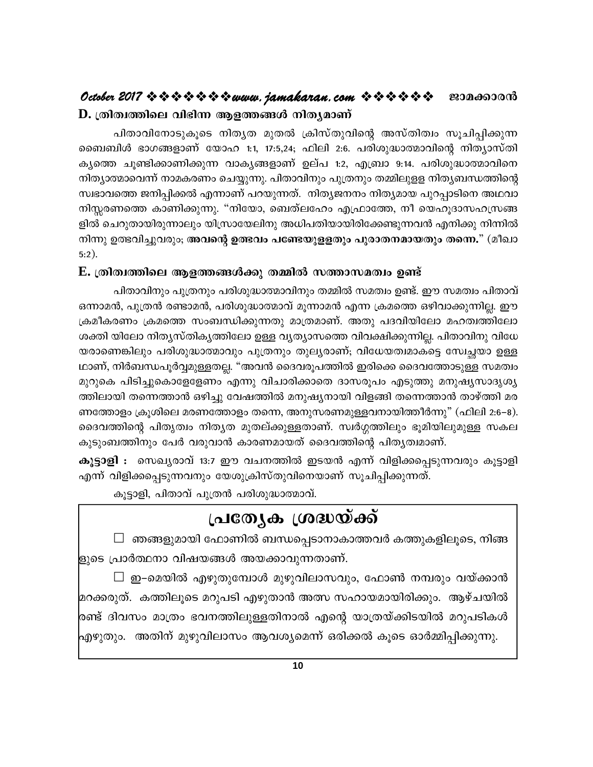## D. ത്രിത്വത്തിലെ വിഭിന്ന ആളത്തങ്ങൾ നിത്യമാണ്

പിതാവിനോടുകൂടെ നിത്യത മുതൽ ക്രിസ്തുവിന്റെ അസ്തിത്വം സൂചിപ്പിക്കുന്ന ബൈബിൾ ഭാഗങ്ങളാണ് യോഹ 1:1, 17:5,24; ഫിലി 2:6. പരിശുദ്ധാത്മാവിന്റെ നിത്യാസ്തികൃത്തെ ചൂണ്ടിക്കാണിക്കുന്ന വാക്യങ്ങളാണ് ഉല്പ 1:2, എബ്രാ 9:14. പരിശുദ്ധാത്മാവിനെ നിത്യാത്മാവെന്ന് നാമകരണം ചെയ്യുന്നു. പിതാവിനും പുത്രനും തമ്മിലുള്ള നിത്യബന്ധത്തിന്റെ സ്വഭാവത്തെ ജനിപ്പിക്കൽ എന്നാണ് പറയുന്നത്. നിത്യജനനം നിത്യമായ പുറപ്പാടിനെ അഥവാ നിസ്സരണത്തെ കാണിക്കുന്നു. "നിയോ, ബെത്ലഹേം എഫ്രാത്തേ, നീ യെഹൂദാസഹസ്രങ്ങളിൽ ചെറുതായിരുന്നാലും യിസ്രായേലിനു അധിപതിയായിരിക്കേണ്ടുന്നവൻ എനിക്കു നിന്നിൽ നിന്നു ഉത്ഭവിച്ചുവരും; **അവന്റെ ഉത്ഭവം പണ്ടേയുള്ളതും പുരാതനമായതും തന്നെ.**" (മീഖാ 5:2).

## E. ത്രിത്വത്തിലെ ആളത്തങ്ങൾക്കു തമ്മിൽ സത്താസമത്വം ഉണ്ട്

പിതാവിനും പുത്രനും പരിശുദ്ധാത്മാവിനും തമ്മിൽ സമത്വം ഉണ്ട്. ഈ സമത്വം പിതാവ് ഒന്നാമൻ, പുത്രൻ രണ്ടാമൻ, പരിശുദ്ധാത്മാവ് മൂന്നാമൻ എന്ന ക്രമത്തെ ഒഴിവാക്കുന്നില്ല. ഈ ക്രമീകരണം ക്രമത്തെ സംബന്ധിക്കുന്നതു മാത്രമാണ്. അതു പദവിയിലോ മഹത്വത്തിലോ ശക്തി യിലോ നിത്യസ്തികൃത്തിലോ ഉള്ള വ്യത്യാസത്തെ വിവക്ഷിക്കുന്നില്ല. പിതാവിനു വിധേയരാണെങ്കിലും പരിശുദ്ധാത്മാവും പുത്രനും തുല്യരാണ്; വിധേയത്വമാകട്ടെ സ്വേച്ഛയാ ഉള്ളഥാണ്, നിർബന്ധപൂർവ്വമുള്ളതല്ല. "അവൻ ദൈവരൂപത്തിൽ ഇരിക്കെ ദൈവത്തോടുള്ള സമത്വം മുറുകെ പിടിച്ചുകൊള്ളേണം എന്നു വിചാരിക്കാതെ ദാസരൂപം എടുത്തു മനുഷ്യസാദൃശ്യത്തിലായി തന്നെത്താൻ ഒഴിച്ചു വേഷത്തിൽ മനുഷ്യനായി വിളങ്ങി തന്നെത്താൻ താഴ്ത്തി മരണത്തോളം ക്രൂശിലെ മരണത്തോളം തന്നെ, അനുസരണമുള്ളവനായിത്തീർന്നു" (ഫിലി 2:6–8). ദൈവത്തിന്റെ പിതൃത്വം നിത്യത മുതല്ക്കുള്ളതാണ്. സ്വർഗ്ഗത്തിലും ഭൂമിയിലുമുള്ള സകല കുടുംബത്തിനും പേർ വരുവാൻ കാരണമായത് ദൈവത്തിന്റെ പിതൃത്വമാണ്.

**കൂട്ടാളി :** സെഖ്യരാവ് 13:7 ഈ വചനത്തിൽ ഇടയൻ എന്ന് വിളിക്കപ്പെടുന്നവരും കൂട്ടാളി എന്ന് വിളിക്കപ്പെടുന്നവനും യേശുക്രിസ്തുവിനെയാണ് സൂചിപ്പിക്കുന്നത്.

കൂട്ടാളി, പിതാവ് പുത്രൻ പരിശുദ്ധാത്മാവ്.

## പ്രത്യേക ശ്രദ്ധയ്ക്ക്

☐ ഞങ്ങളുമായി ഫോണിൽ ബന്ധപ്പെടാനാകാത്തവർ കത്തുകളിലൂടെ, നിങ്ങളുടെ പ്രാർത്ഥനാ വിഷയങ്ങൾ അയക്കാവുന്നതാണ്.

☐ ഇ–മെയിൽ എഴുതുമ്പോൾ മുഴുവിലാസവും, ഫോൺ നമ്പരും വയ്ക്കാൻ മറക്കരുത്. കത്തിലൂടെ മറുപടി എഴുതാൻ അത് സഹായമായിരിക്കും. ആഴ്ചയിൽ രണ്ട് ദിവസം മാത്രം ഭവനത്തിലുള്ളതിനാൽ എന്റെ യാത്രയ്ക്കിടയിൽ മറുപടികൾ എഴുതും. അതിന് മുഴുവിലാസം ആവശ്യമെന്ന് ഒരിക്കൽ കൂടെ ഓർമ്മിപ്പിക്കുന്നു.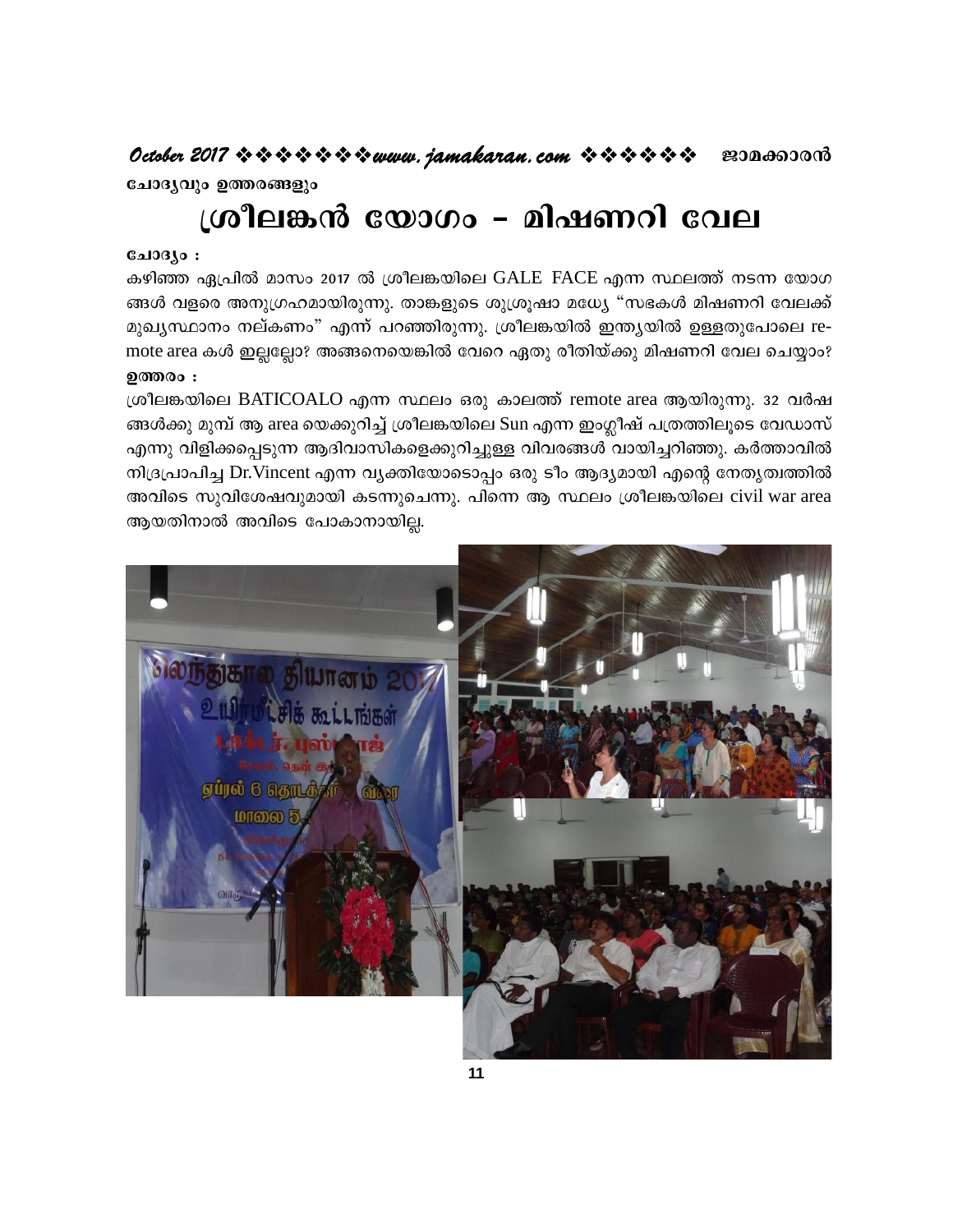ചോദ്യവും ഉത്തരങ്ങളും

# ശ്രീലങ്കൻ യോഗം – മിഷണറി വേല

**ചോദ്യം :**

കഴിഞ്ഞ ഏപ്രിൽ മാസം 2017 ൽ ശ്രീലങ്കയിലെ GALE FACE എന്ന സ്ഥലത്ത് നടന്ന യോഗങ്ങൾ വളരെ അനുഗ്രഹമായിരുന്നു. താങ്കളുടെ ശുശ്രൂഷാ മധ്യേ "സഭകൾ മിഷണറി വേലക്ക് മുഖ്യസ്ഥാനം നല്കണം" എന്ന് പറഞ്ഞിരുന്നു. ശ്രീലങ്കയിൽ ഇന്ത്യയിൽ ഉള്ളതുപോലെ remote area കൾ ഇല്ലല്ലോ? അങ്ങനെയെങ്കിൽ വേറെ ഏതു രീതിയ്ക്കു മിഷണറി വേല ചെയ്യാം?

**ഉത്തരം :**

ശ്രീലങ്കയിലെ BATICOALO എന്ന സ്ഥലം ഒരു കാലത്ത് remote area ആയിരുന്നു. 32 വർഷങ്ങൾക്കു മുമ്പ് ആ area യെക്കുറിച്ച് ശ്രീലങ്കയിലെ Sun എന്ന ഇംഗ്ലീഷ് പത്രത്തിലൂടെ വേഡാസ് എന്നു വിളിക്കപ്പെടുന്ന ആദിവാസികളെക്കുറിച്ചുള്ള വിവരങ്ങൾ വായിച്ചറിഞ്ഞു. കർത്താവിൽ നിദ്രപ്രാപിച്ച Dr.Vincent എന്ന വ്യക്തിയോടൊപ്പം ഒരു ടീം ആദ്യമായി എന്റെ നേതൃത്വത്തിൽ അവിടെ സുവിശേഷവുമായി കടന്നുചെന്നു. പിന്നെ ആ സ്ഥലം ശ്രീലങ്കയിലെ civil war area ആയതിനാൽ അവിടെ പോകാനായില്ല.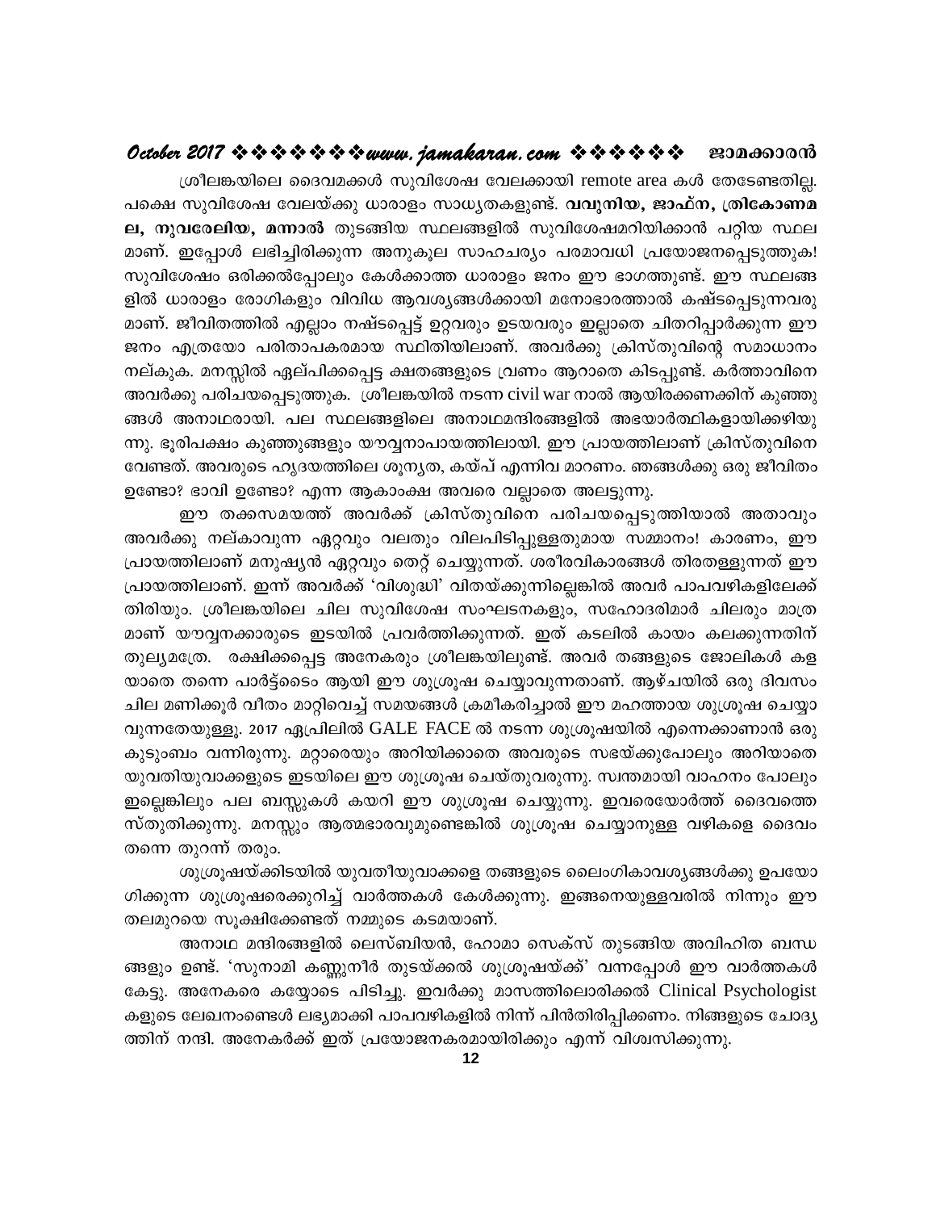ശ്രീലങ്കയിലെ ദൈവമക്കൾ സുവിശേഷ വേലക്കായി remote area കൾ തേടേണ്ടതില്ല. പക്ഷെ സുവിശേഷ വേലയ്ക്കു ധാരാളം സാധ്യതകളുണ്ട്. **വവുനിയ, ജാഫ്ന, ത്രികോണമല, നുവരേലിയ, മന്നാൽ** തുടങ്ങിയ സ്ഥലങ്ങളിൽ സുവിശേഷമറിയിക്കാൻ പറ്റിയ സ്ഥലമാണ്. ഇപ്പോൾ ലഭിച്ചിരിക്കുന്ന അനുകൂല സാഹചര്യം പരമാവധി പ്രയോജനപ്പെടുത്തുക! സുവിശേഷം ഒരിക്കൽപ്പോലും കേൾക്കാത്ത ധാരാളം ജനം ഈ ഭാഗത്തുണ്ട്. ഈ സ്ഥലങ്ങളിൽ ധാരാളം രോഗികളും വിവിധ ആവശ്യങ്ങൾക്കായി മനോഭാരത്താൽ കഷ്ടപ്പെടുന്നവരുമാണ്. ജീവിതത്തിൽ എല്ലാം നഷ്ടപ്പെട്ട് ഉറ്റവരും ഉടയവരും ഇല്ലാതെ ചിതറിപ്പാർക്കുന്ന ഈ ജനം എത്രയോ പരിതാപകരമായ സ്ഥിതിയിലാണ്. അവർക്കു ക്രിസ്തുവിന്റെ സമാധാനം നല്കുക. മനസ്സിൽ ഏല്പിക്കപ്പെട്ട ക്ഷതങ്ങളുടെ വ്രണം ആറാതെ കിടപ്പുണ്ട്. കർത്താവിനെ അവർക്കു പരിചയപ്പെടുത്തുക. ശ്രീലങ്കയിൽ നടന്ന civil war നാൽ ആയിരക്കണക്കിന് കുഞ്ഞുങ്ങൾ അനാഥരായി. പല സ്ഥലങ്ങളിലെ അനാഥമന്ദിരങ്ങളിൽ അഭയാർത്ഥികളായിക്കഴിയുന്നു. ഭൂരിപക്ഷം കുഞ്ഞുങ്ങളും യൗവ്വനാപായത്തിലായി. ഈ പ്രായത്തിലാണ് ക്രിസ്തുവിനെ വേണ്ടത്. അവരുടെ ഹൃദയത്തിലെ ശൂന്യത, കയ്പ് എന്നിവ മാറണം. ഞങ്ങൾക്കു ഒരു ജീവിതം ഉണ്ടോ? ഭാവി ഉണ്ടോ? എന്ന ആകാംക്ഷ അവരെ വല്ലാതെ അലട്ടുന്നു.

ഈ തക്കസമയത്ത് അവർക്ക് ക്രിസ്തുവിനെ പരിചയപ്പെടുത്തിയാൽ അതാവും അവർക്കു നല്കാവുന്ന ഏറ്റവും വലതും വിലപിടിപ്പുള്ളതുമായ സമ്മാനം! കാരണം, ഈ പ്രായത്തിലാണ് മനുഷ്യൻ ഏറ്റവും തെറ്റ് ചെയ്യുന്നത്. ശരീരവികാരങ്ങൾ തിരതള്ളുന്നത് ഈ പ്രായത്തിലാണ്. ഇന്ന് അവർക്ക് 'വിശുദ്ധി' വിതയ്ക്കുന്നില്ലെങ്കിൽ അവർ പാപവഴികളിലേക്ക് തിരിയും. ശ്രീലങ്കയിലെ ചില സുവിശേഷ സംഘടനകളും, സഹോദരിമാർ ചിലരും മാത്രമാണ് യൗവ്വനക്കാരുടെ ഇടയിൽ പ്രവർത്തിക്കുന്നത്. ഇത് കടലിൽ കായം കലക്കുന്നതിന് തുല്യമത്രേ. രക്ഷിക്കപ്പെട്ട അനേകരും ശ്രീലങ്കയിലുണ്ട്. അവർ തങ്ങളുടെ ജോലികൾ കളയാതെ തന്നെ പാർട്ട്ടൈം ആയി ഈ ശുശ്രൂഷ ചെയ്യാവുന്നതാണ്. ആഴ്ചയിൽ ഒരു ദിവസം ചില മണിക്കൂർ വീതം മാറ്റിവെച്ച് സമയങ്ങൾ ക്രമീകരിച്ചാൽ ഈ മഹത്തായ ശുശ്രൂഷ ചെയ്യാവുന്നതേയുള്ളൂ. 2017 ഏപ്രിലിൽ GALE FACE ൽ നടന്ന ശുശ്രൂഷയിൽ എന്നെക്കാണാൻ ഒരു കുടുംബം വന്നിരുന്നു. മറ്റാരെയും അറിയിക്കാതെ അവരുടെ സഭയ്ക്കുപോലും അറിയാതെ യുവതിയുവാക്കളുടെ ഇടയിലെ ഈ ശുശ്രൂഷ ചെയ്തുവരുന്നു. സ്വന്തമായി വാഹനം പോലും ഇല്ലെങ്കിലും പല ബസ്സുകൾ കയറി ഈ ശുശ്രൂഷ ചെയ്യുന്നു. ഇവരെയോർത്ത് ദൈവത്തെ സ്തുതിക്കുന്നു. മനസ്സും ആത്മഭാരവുമുണ്ടെങ്കിൽ ശുശ്രൂഷ ചെയ്യാനുള്ള വഴികളെ ദൈവം തന്നെ തുറന്ന് തരും.

ശുശ്രൂഷയ്ക്കിടയിൽ യുവതീയുവാക്കളെ തങ്ങളുടെ ലൈംഗികാവശ്യങ്ങൾക്കു ഉപയോഗിക്കുന്ന ശുശ്രൂഷരെക്കുറിച്ച് വാർത്തകൾ കേൾക്കുന്നു. ഇങ്ങനെയുള്ളവരിൽ നിന്നും ഈ തലമുറയെ സൂക്ഷിക്കേണ്ടത് നമ്മുടെ കടമയാണ്.

അനാഥ മന്ദിരങ്ങളിൽ ലെസ്ബിയൻ, ഹോമാ സെക്സ് തുടങ്ങിയ അവിഹിത ബന്ധങ്ങളും ഉണ്ട്. 'സുനാമി കണ്ണുനീർ തുടയ്ക്കൽ ശുശ്രൂഷയ്ക്ക്' വന്നപ്പോൾ ഈ വാർത്തകൾ കേട്ടു. അനേകരെ കയ്യോടെ പിടിച്ചു. ഇവർക്കു മാസത്തിലൊരിക്കൽ Clinical Psychologist കളുടെ ലേഖനങ്ങൾ ലഭ്യമാക്കി പാപവഴികളിൽ നിന്ന് പിൻതിരിപ്പിക്കണം. നിങ്ങളുടെ ചോദ്യത്തിന് നന്ദി. അനേകർക്ക് ഇത് പ്രയോജനകരമായിരിക്കും എന്ന് വിശ്വസിക്കുന്നു.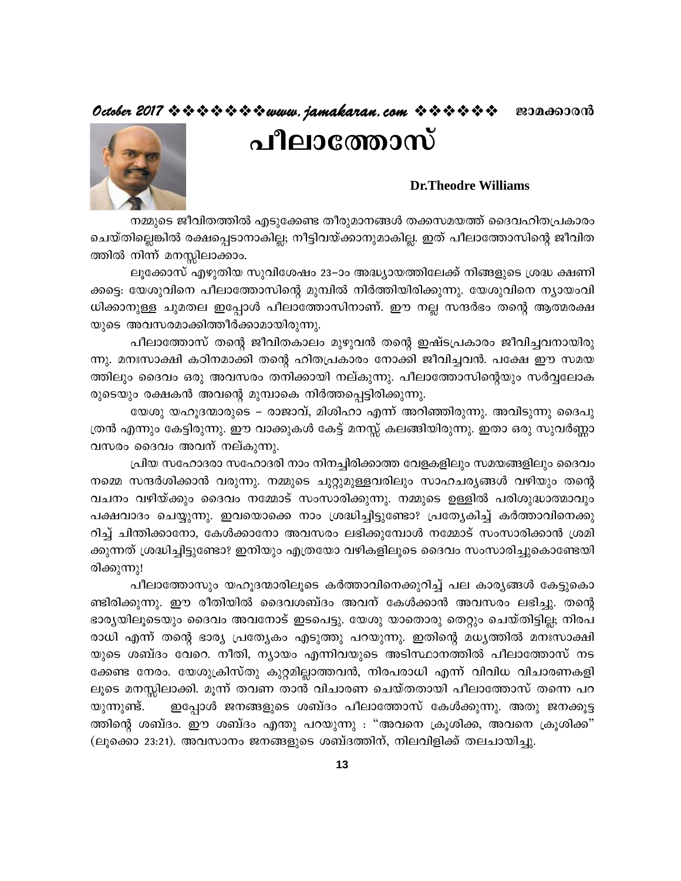# പീലാത്തോസ്

**Dr.Theodre Williams**

നമ്മുടെ ജീവിതത്തിൽ എടുക്കേണ്ട തീരുമാനങ്ങൾ തക്കസമയത്ത് ദൈവഹിതപ്രകാരം ചെയ്തില്ലെങ്കിൽ രക്ഷപ്പെടാനാകില്ല; നീട്ടിവയ്ക്കാനുമാകില്ല. ഇത് പീലാത്തോസിന്റെ ജീവിതത്തിൽ നിന്ന് മനസ്സിലാക്കാം.

ലൂക്കോസ് എഴുതിയ സുവിശേഷം 23–ാം അദ്ധ്യായത്തിലേക്ക് നിങ്ങളുടെ ശ്രദ്ധ ക്ഷണിക്കട്ടെ: യേശുവിനെ പീലാത്തോസിന്റെ മുമ്പിൽ നിർത്തിയിരിക്കുന്നു. യേശുവിനെ ന്യായംവിധിക്കാനുള്ള ചുമതല ഇപ്പോൾ പീലാത്തോസിനാണ്. ഈ നല്ല സന്ദർഭം തന്റെ ആത്മരക്ഷയുടെ അവസരമാക്കിത്തീർക്കാമായിരുന്നു.

പീലാത്തോസ് തന്റെ ജീവിതകാലം മുഴുവൻ തന്റെ ഇഷ്ടപ്രകാരം ജീവിച്ചവനായിരുന്നു. മനഃസാക്ഷി കഠിനമാക്കി തന്റെ ഹിതപ്രകാരം നോക്കി ജീവിച്ചവൻ. പക്ഷേ ഈ സമയത്തിലും ദൈവം ഒരു അവസരം തനിക്കായി നല്കുന്നു. പീലാത്തോസിന്റെയും സർവ്വലോകരുടെയും രക്ഷകൻ അവന്റെ മുമ്പാകെ നിർത്തപ്പെട്ടിരിക്കുന്നു.

യേശു യഹൂദന്മാരുടെ – രാജാവ്, മിശിഹാ എന്ന് അറിഞ്ഞിരുന്നു. അവിടുന്നു ദൈപുത്രൻ എന്നും കേട്ടിരുന്നു. ഈ വാക്കുകൾ കേട്ട് മനസ്സ് കലങ്ങിയിരുന്നു. ഇതാ ഒരു സുവർണ്ണാവസരം ദൈവം അവന് നല്കുന്നു.

പ്രിയ സഹോദരാ സഹോദരി നാം നിനച്ചിരിക്കാത്ത വേളകളിലും സമയങ്ങളിലും ദൈവം നമ്മെ സന്ദർശിക്കാൻ വരുന്നു. നമ്മുടെ ചുറ്റുമുള്ളവരിലും സാഹചര്യങ്ങൾ വഴിയും തന്റെ വചനം വഴിയ്ക്കും ദൈവം നമ്മോട് സംസാരിക്കുന്നു. നമ്മുടെ ഉള്ളിൽ പരിശുദ്ധാത്മാവും പക്ഷവാദം ചെയ്യുന്നു. ഇവയൊക്കെ നാം ശ്രദ്ധിച്ചിട്ടുണ്ടോ? പ്രത്യേകിച്ച് കർത്താവിനെക്കുറിച്ച് ചിന്തിക്കാനോ, കേൾക്കാനോ അവസരം ലഭിക്കുമ്പോൾ നമ്മോട് സംസാരിക്കാൻ ശ്രമിക്കുന്നത് ശ്രദ്ധിച്ചിട്ടുണ്ടോ? ഇനിയും എത്രയോ വഴികളിലൂടെ ദൈവം സംസാരിച്ചുകൊണ്ടേയിരിക്കുന്നു!

പീലാത്തോസും യഹൂദന്മാരിലൂടെ കർത്താവിനെക്കുറിച്ച് പല കാര്യങ്ങൾ കേട്ടുകൊണ്ടിരിക്കുന്നു. ഈ രീതിയിൽ ദൈവശബ്ദം അവന് കേൾക്കാൻ അവസരം ലഭിച്ചു. തന്റെ ഭാര്യയിലൂടെയും ദൈവം അവനോട് ഇടപെട്ടു. യേശു യാതൊരു തെറ്റും ചെയ്തിട്ടില്ല; നിരപരാധി എന്ന് തന്റെ ഭാര്യ പ്രത്യേകം എടുത്തു പറയുന്നു. ഇതിന്റെ മധ്യത്തിൽ മനഃസാക്ഷിയുടെ ശബ്ദം വേറെ. നീതി, ന്യായം എന്നിവയുടെ അടിസ്ഥാനത്തിൽ പീലാത്തോസ് നടക്കേണ്ട നേരം. യേശുക്രിസ്തു കുറ്റമില്ലാത്തവൻ, നിരപരാധി എന്ന് വിവിധ വിചാരണകളിലൂടെ മനസ്സിലാക്കി. മൂന്ന് തവണ താൻ വിചാരണ ചെയ്തതായി പീലാത്തോസ് തന്നെ പറയുന്നുണ്ട്. ഇപ്പോൾ ജനങ്ങളുടെ ശബ്ദം പീലാത്തോസ് കേൾക്കുന്നു. അതു ജനക്കൂട്ടത്തിന്റെ ശബ്ദം. ഈ ശബ്ദം എന്തു പറയുന്നു : "അവനെ ക്രൂശിക്ക, അവനെ ക്രൂശിക്ക" (ലൂക്കൊ 23:21). അവസാനം ജനങ്ങളുടെ ശബ്ദത്തിന്, നിലവിളിക്ക് തലചായിച്ചു.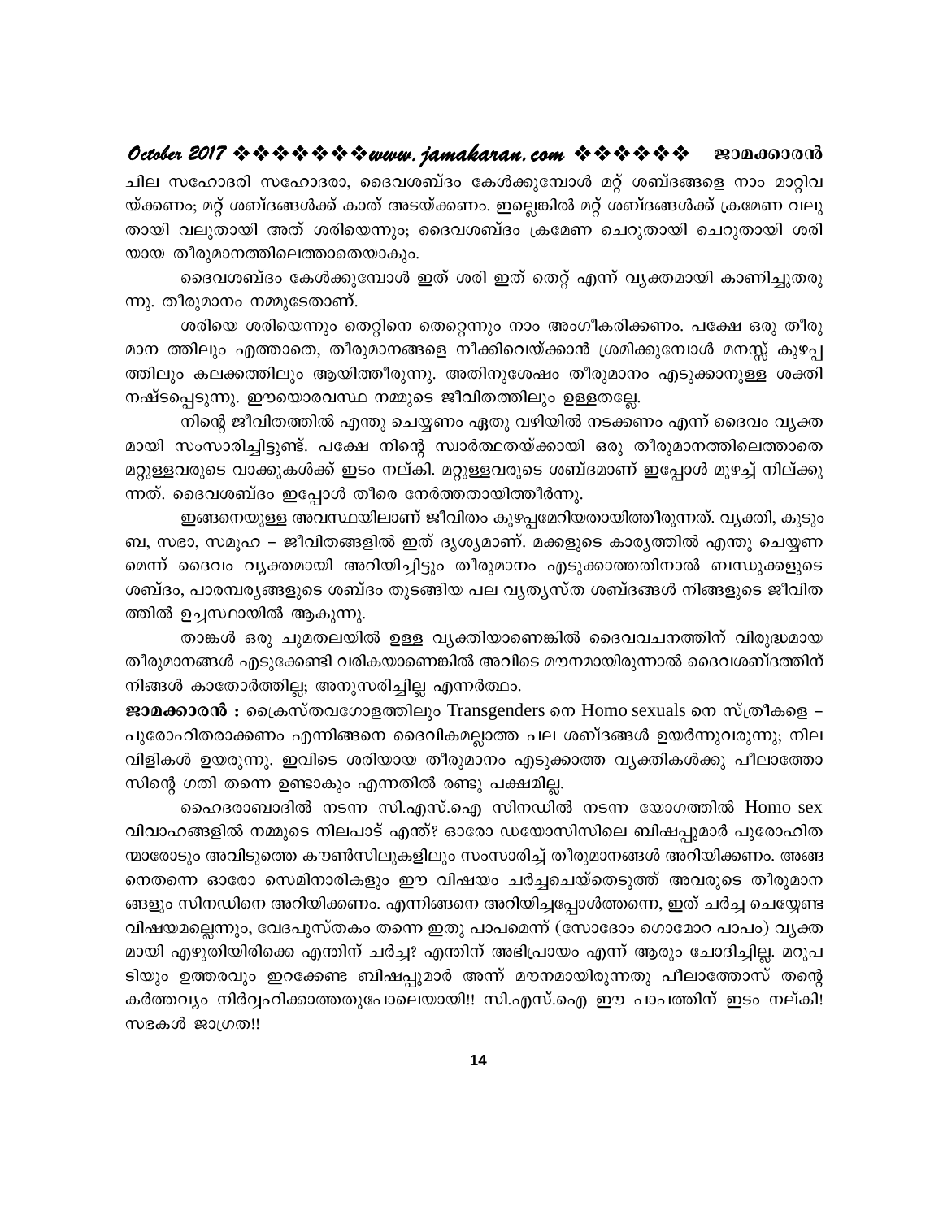ചില സഹോദരി സഹോദരാ, ദൈവശബ്ദം കേൾക്കുമ്പോൾ മറ്റ് ശബ്ദങ്ങളെ നാം മാറ്റിവയ്ക്കണം; മറ്റ് ശബ്ദങ്ങൾക്ക് കാത് അടയ്ക്കണം. ഇല്ലെങ്കിൽ മറ്റ് ശബ്ദങ്ങൾക്ക് ക്രമേണ വലുതായി വലുതായി അത് ശരിയെന്നും; ദൈവശബ്ദം ക്രമേണ ചെറുതായി ചെറുതായി ശരിയായ തീരുമാനത്തിലെത്താതെയാകും.

ദൈവശബ്ദം കേൾക്കുമ്പോൾ ഇത് ശരി ഇത് തെറ്റ് എന്ന് വ്യക്തമായി കാണിച്ചുതരുന്നു. തീരുമാനം നമ്മുടേതാണ്.

ശരിയെ ശരിയെന്നും തെറ്റിനെ തെറ്റെന്നും നാം അംഗീകരിക്കണം. പക്ഷേ ഒരു തീരുമാന ത്തിലും എത്താതെ, തീരുമാനങ്ങളെ നീക്കിവെയ്ക്കാൻ ശ്രമിക്കുമ്പോൾ മനസ്സ് കുഴപ്പത്തിലും കലക്കത്തിലും ആയിത്തീരുന്നു. അതിനുശേഷം തീരുമാനം എടുക്കാനുള്ള ശക്തി നഷ്ടപ്പെടുന്നു. ഈയൊരവസ്ഥ നമ്മുടെ ജീവിതത്തിലും ഉള്ളതല്ലേ.

നിന്റെ ജീവിതത്തിൽ എന്തു ചെയ്യണം ഏതു വഴിയിൽ നടക്കണം എന്ന് ദൈവം വ്യക്തമായി സംസാരിച്ചിട്ടുണ്ട്. പക്ഷേ നിന്റെ സ്വാർത്ഥതയ്ക്കായി ഒരു തീരുമാനത്തിലെത്താതെ മറ്റുള്ളവരുടെ വാക്കുകൾക്ക് ഇടം നല്കി. മറ്റുള്ളവരുടെ ശബ്ദമാണ് ഇപ്പോൾ മുഴച്ച് നില്ക്കുന്നത്. ദൈവശബ്ദം ഇപ്പോൾ തീരെ നേർത്തതായിത്തീർന്നു.

ഇങ്ങനെയുള്ള അവസ്ഥയിലാണ് ജീവിതം കുഴപ്പമേറിയതായിത്തീരുന്നത്. വ്യക്തി, കുടുംബ, സഭാ, സമൂഹ – ജീവിതങ്ങളിൽ ഇത് ദൃശ്യമാണ്. മക്കളുടെ കാര്യത്തിൽ എന്തു ചെയ്യണമെന്ന് ദൈവം വ്യക്തമായി അറിയിച്ചിട്ടും തീരുമാനം എടുക്കാത്തതിനാൽ ബന്ധുക്കളുടെ ശബ്ദം, പാരമ്പര്യങ്ങളുടെ ശബ്ദം തുടങ്ങിയ പല വ്യത്യസ്ത ശബ്ദങ്ങൾ നിങ്ങളുടെ ജീവിതത്തിൽ ഉച്ചസ്ഥായിൽ ആകുന്നു.

താങ്കൾ ഒരു ചുമതലയിൽ ഉള്ള വ്യക്തിയാണെങ്കിൽ ദൈവവചനത്തിന് വിരുദ്ധമായ തീരുമാനങ്ങൾ എടുക്കേണ്ടി വരികയാണെങ്കിൽ അവിടെ മൗനമായിരുന്നാൽ ദൈവശബ്ദത്തിന് നിങ്ങൾ കാതോർത്തില്ല; അനുസരിച്ചില്ല എന്നർത്ഥം.

**ജാമക്കാരൻ :** ക്രൈസ്തവഗോളത്തിലും Transgenders നെ Homo sexuals നെ സ്ത്രീകളെ – പുരോഹിതരാക്കണം എന്നിങ്ങനെ ദൈവികമല്ലാത്ത പല ശബ്ദങ്ങൾ ഉയർന്നുവരുന്നു; നിലവിളികൾ ഉയരുന്നു. ഇവിടെ ശരിയായ തീരുമാനം എടുക്കാത്ത വ്യക്തികൾക്കു പീലാത്തോസിന്റെ ഗതി തന്നെ ഉണ്ടാകും എന്നതിൽ രണ്ടു പക്ഷമില്ല.

ഹൈദരാബാദിൽ നടന്ന സി.എസ്.ഐ സിനഡിൽ നടന്ന യോഗത്തിൽ Homo sex വിവാഹങ്ങളിൽ നമ്മുടെ നിലപാട് എന്ത്? ഓരോ ഡയോസിസിലെ ബിഷപ്പുമാർ പുരോഹിതന്മാരോടും അവിടുത്തെ കൗൺസിലുകളിലും സംസാരിച്ച് തീരുമാനങ്ങൾ അറിയിക്കണം. അങ്ങനെതന്നെ ഓരോ സെമിനാരികളും ഈ വിഷയം ചർച്ചചെയ്തെടുത്ത് അവരുടെ തീരുമാനങ്ങളും സിനഡിനെ അറിയിക്കണം. എന്നിങ്ങനെ അറിയിച്ചപ്പോൾത്തന്നെ, ഇത് ചർച്ച ചെയ്യേണ്ട വിഷയമല്ലെന്നും, വേദപുസ്തകം തന്നെ ഇതു പാപമെന്ന് (സോദോം ഗൊമോറ പാപം) വ്യക്തമായി എഴുതിയിരിക്കെ എന്തിന് ചർച്ച? എന്തിന് അഭിപ്രായം എന്ന് ആരും ചോദിച്ചില്ല. മറുപടിയും ഉത്തരവും ഇറക്കേണ്ട ബിഷപ്പുമാർ അന്ന് മൗനമായിരുന്നതു പീലാത്തോസ് തന്റെ കർത്തവ്യം നിർവ്വഹിക്കാത്തതുപോലെയായി!! സി.എസ്.ഐ ഈ പാപത്തിന് ഇടം നല്കി! സഭകൾ ജാഗ്രത!!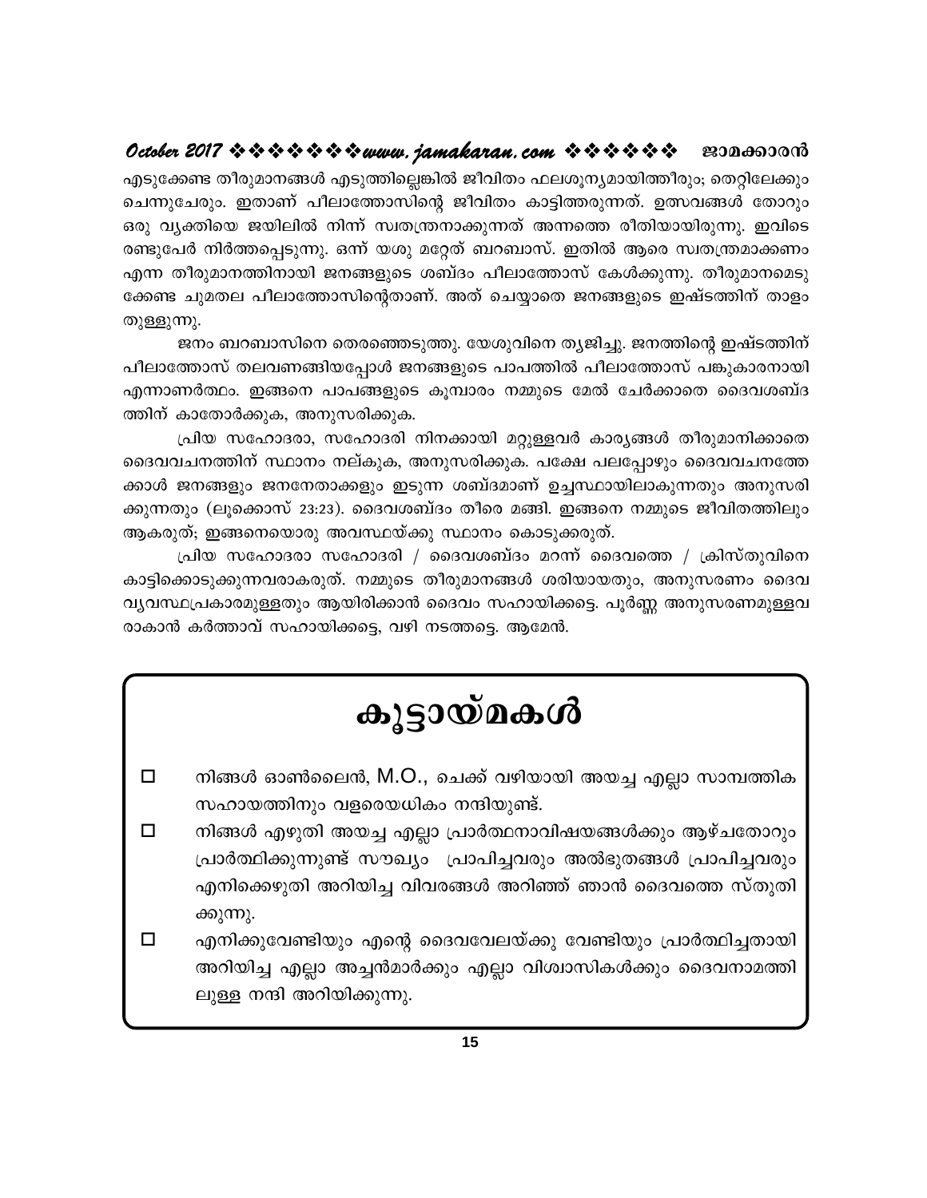എടുക്കേണ്ട തീരുമാനങ്ങൾ എടുത്തില്ലെങ്കിൽ ജീവിതം ഫലശൂന്യമായിത്തീരും; തെറ്റിലേക്കും ചെന്നുചേരും. ഇതാണ് പീലാത്തോസിന്റെ ജീവിതം കാട്ടിത്തരുന്നത്. ഉത്സവങ്ങൾ തോറും ഒരു വ്യക്തിയെ ജയിലിൽ നിന്ന് സ്വതന്ത്രനാക്കുന്നത് അന്നത്തെ രീതിയായിരുന്നു. ഇവിടെ രണ്ടുപേർ നിർത്തപ്പെടുന്നു. ഒന്ന് യശു മറ്റേത് ബറബാസ്. ഇതിൽ ആരെ സ്വതന്ത്രമാക്കണം എന്ന തീരുമാനത്തിനായി ജനങ്ങളുടെ ശബ്ദം പീലാത്തോസ് കേൾക്കുന്നു. തീരുമാനമെടുക്കേണ്ട ചുമതല പീലാത്തോസിന്റെതാണ്. അത് ചെയ്യാതെ ജനങ്ങളുടെ ഇഷ്ടത്തിന് താളം തുള്ളുന്നു.

ജനം ബറബാസിനെ തെരഞ്ഞെടുത്തു. യേശുവിനെ ത്യജിച്ചു. ജനത്തിന്റെ ഇഷ്ടത്തിന് പീലാത്തോസ് തലവണങ്ങിയപ്പോൾ ജനങ്ങളുടെ പാപത്തിൽ പീലാത്തോസ് പങ്കുകാരനായി എന്നാണർത്ഥം. ഇങ്ങനെ പാപങ്ങളുടെ കൂമ്പാരം നമ്മുടെ മേൽ ചേർക്കാതെ ദൈവശബ്ദത്തിന് കാതോർക്കുക, അനുസരിക്കുക.

പ്രിയ സഹോദരാ, സഹോദരി നിനക്കായി മറ്റുള്ളവർ കാര്യങ്ങൾ തീരുമാനിക്കാതെ ദൈവവചനത്തിന് സ്ഥാനം നല്കുക, അനുസരിക്കുക. പക്ഷേ പലപ്പോഴും ദൈവവചനത്തേക്കാൾ ജനങ്ങളും ജനനേതാക്കളും ഇടുന്ന ശബ്ദമാണ് ഉച്ചസ്ഥായിലാകുന്നതും അനുസരിക്കുന്നതും (ലൂക്കൊസ് 23:23). ദൈവശബ്ദം തീരെ മങ്ങി. ഇങ്ങനെ നമ്മുടെ ജീവിതത്തിലും ആകരുത്; ഇങ്ങനെയൊരു അവസ്ഥയ്ക്കു സ്ഥാനം കൊടുക്കരുത്.

പ്രിയ സഹോദരാ സഹോദരി / ദൈവശബ്ദം മറന്ന് ദൈവത്തെ / ക്രിസ്തുവിനെ കാട്ടിക്കൊടുക്കുന്നവരാകരുത്. നമ്മുടെ തീരുമാനങ്ങൾ ശരിയായതും, അനുസരണം ദൈവ വ്യവസ്ഥപ്രകാരമുള്ളതും ആയിരിക്കാൻ ദൈവം സഹായിക്കട്ടെ. പൂർണ്ണ അനുസരണമുള്ളവരാകാൻ കർത്താവ് സഹായിക്കട്ടെ, വഴി നടത്തട്ടെ. ആമേൻ.

# കൂട്ടായ്മകൾ

- നിങ്ങൾ ഓൺലൈൻ, M.O., ചെക്ക് വഴിയായി അയച്ച എല്ലാ സാമ്പത്തിക സഹായത്തിനും വളരെയധികം നന്ദിയുണ്ട്.
- നിങ്ങൾ എഴുതി അയച്ച എല്ലാ പ്രാർത്ഥനാവിഷയങ്ങൾക്കും ആഴ്ചതോറും പ്രാർത്ഥിക്കുന്നുണ്ട് സൗഖ്യം പ്രാപിച്ചവരും അൽഭുതങ്ങൾ പ്രാപിച്ചവരും എനിക്കെഴുതി അറിയിച്ച വിവരങ്ങൾ അറിഞ്ഞ് ഞാൻ ദൈവത്തെ സ്തുതിക്കുന്നു.
- എനിക്കുവേണ്ടിയും എന്റെ ദൈവവേലയ്ക്കു വേണ്ടിയും പ്രാർത്ഥിച്ചതായി അറിയിച്ച എല്ലാ അച്ചൻമാർക്കും എല്ലാ വിശ്വാസികൾക്കും ദൈവനാമത്തിലുള്ള നന്ദി അറിയിക്കുന്നു.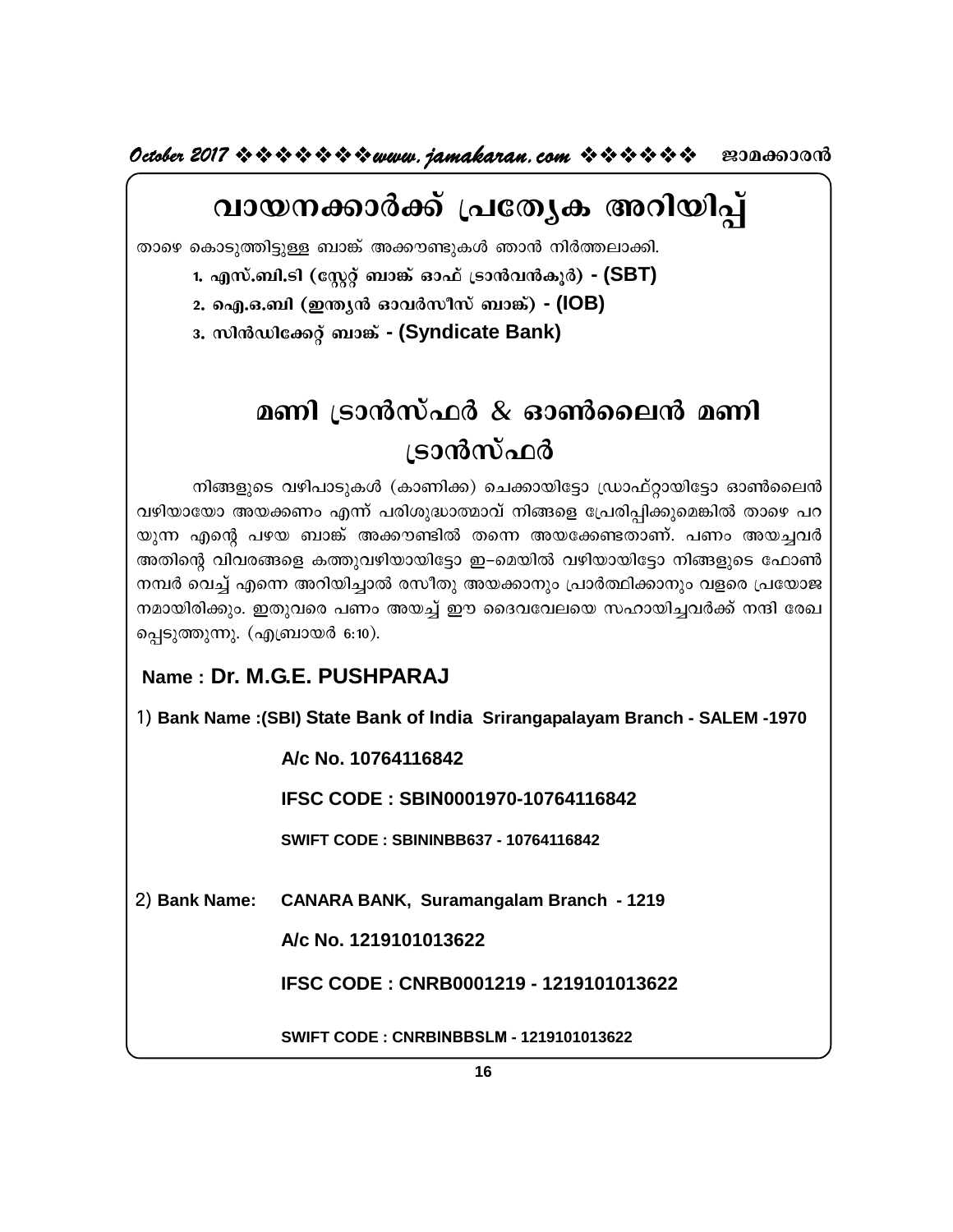# വായനക്കാർക്ക് പ്രത്യേക അറിയിപ്പ്

താഴെ കൊടുത്തിട്ടുള്ള ബാങ്ക് അക്കൗണ്ടുകൾ ഞാൻ നിർത്തലാക്കി.

1. എസ്.ബി.ടി (സ്റ്റേറ്റ് ബാങ്ക് ഓഫ് ട്രാൻവൻകൂർ) - **(SBT)**
2. ഐ.ഒ.ബി (ഇന്ത്യൻ ഓവർസീസ് ബാങ്ക്) - **(IOB)**
3. സിൻഡിക്കേറ്റ് ബാങ്ക് - **(Syndicate Bank)**

# മണി ട്രാൻസ്ഫർ & ഓൺലൈൻ മണി ട്രാൻസ്ഫർ

നിങ്ങളുടെ വഴിപാടുകൾ (കാണിക്ക) ചെക്കായിട്ടോ ഡ്രാഫ്റ്റായിട്ടോ ഓൺലൈൻ വഴിയായോ അയക്കണം എന്ന് പരിശുദ്ധാത്മാവ് നിങ്ങളെ പ്രേരിപ്പിക്കുമെങ്കിൽ താഴെ പറയുന്ന എന്റെ പഴയ ബാങ്ക് അക്കൗണ്ടിൽ തന്നെ അയക്കേണ്ടതാണ്. പണം അയച്ചവർ അതിന്റെ വിവരങ്ങളെ കത്തുവഴിയായിട്ടോ ഇ–മെയിൽ വഴിയായിട്ടോ നിങ്ങളുടെ ഫോൺ നമ്പർ വെച്ച് എന്നെ അറിയിച്ചാൽ രസീതു അയക്കാനും പ്രാർത്ഥിക്കാനും വളരെ പ്രയോജനമായിരിക്കും. ഇതുവരെ പണം അയച്ച് ഈ ദൈവവേലയെ സഹായിച്ചവർക്ക് നന്ദി രേഖപ്പെടുത്തുന്നു. (എബ്രായർ 6:10).

**Name : Dr. M.G.E. PUSHPARAJ**

1) **Bank Name :(SBI) State Bank of India Srirangapalayam Branch - SALEM -1970**

**A/c No. 10764116842**

**IFSC CODE : SBIN0001970-10764116842**

**SWIFT CODE : SBININBB637 - 10764116842**

2) **Bank Name: CANARA BANK, Suramangalam Branch - 1219**

**A/c No. 1219101013622**

**IFSC CODE : CNRB0001219 - 1219101013622**

**SWIFT CODE : CNRBINBBSLM - 1219101013622**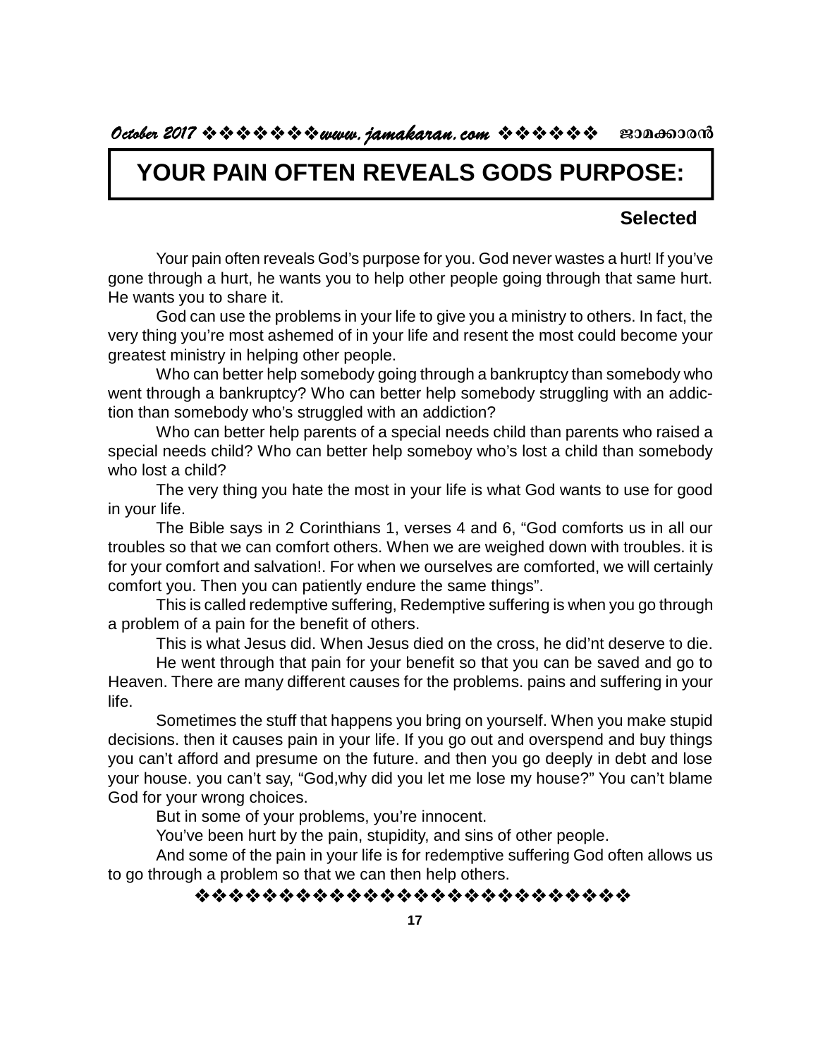# YOUR PAIN OFTEN REVEALS GODS PURPOSE:

**Selected**

Your pain often reveals God's purpose for you. God never wastes a hurt! If you've gone through a hurt, he wants you to help other people going through that same hurt. He wants you to share it.

God can use the problems in your life to give you a ministry to others. In fact, the very thing you're most ashemed of in your life and resent the most could become your greatest ministry in helping other people.

Who can better help somebody going through a bankruptcy than somebody who went through a bankruptcy? Who can better help somebody struggling with an addiction than somebody who's struggled with an addiction?

Who can better help parents of a special needs child than parents who raised a special needs child? Who can better help someboy who's lost a child than somebody who lost a child?

The very thing you hate the most in your life is what God wants to use for good in your life.

The Bible says in 2 Corinthians 1, verses 4 and 6, "God comforts us in all our troubles so that we can comfort others. When we are weighed down with troubles. it is for your comfort and salvation!. For when we ourselves are comforted, we will certainly comfort you. Then you can patiently endure the same things".

This is called redemptive suffering, Redemptive suffering is when you go through a problem of a pain for the benefit of others.

This is what Jesus did. When Jesus died on the cross, he did'nt deserve to die.

He went through that pain for your benefit so that you can be saved and go to Heaven. There are many different causes for the problems. pains and suffering in your life.

Sometimes the stuff that happens you bring on yourself. When you make stupid decisions. then it causes pain in your life. If you go out and overspend and buy things you can't afford and presume on the future. and then you go deeply in debt and lose your house. you can't say, "God,why did you let me lose my house?" You can't blame God for your wrong choices.

But in some of your problems, you're innocent.

You've been hurt by the pain, stupidity, and sins of other people.

And some of the pain in your life is for redemptive suffering God often allows us to go through a problem so that we can then help others.

❖❖❖❖❖❖❖❖❖❖❖❖❖❖❖❖❖❖❖❖❖❖❖❖❖❖❖❖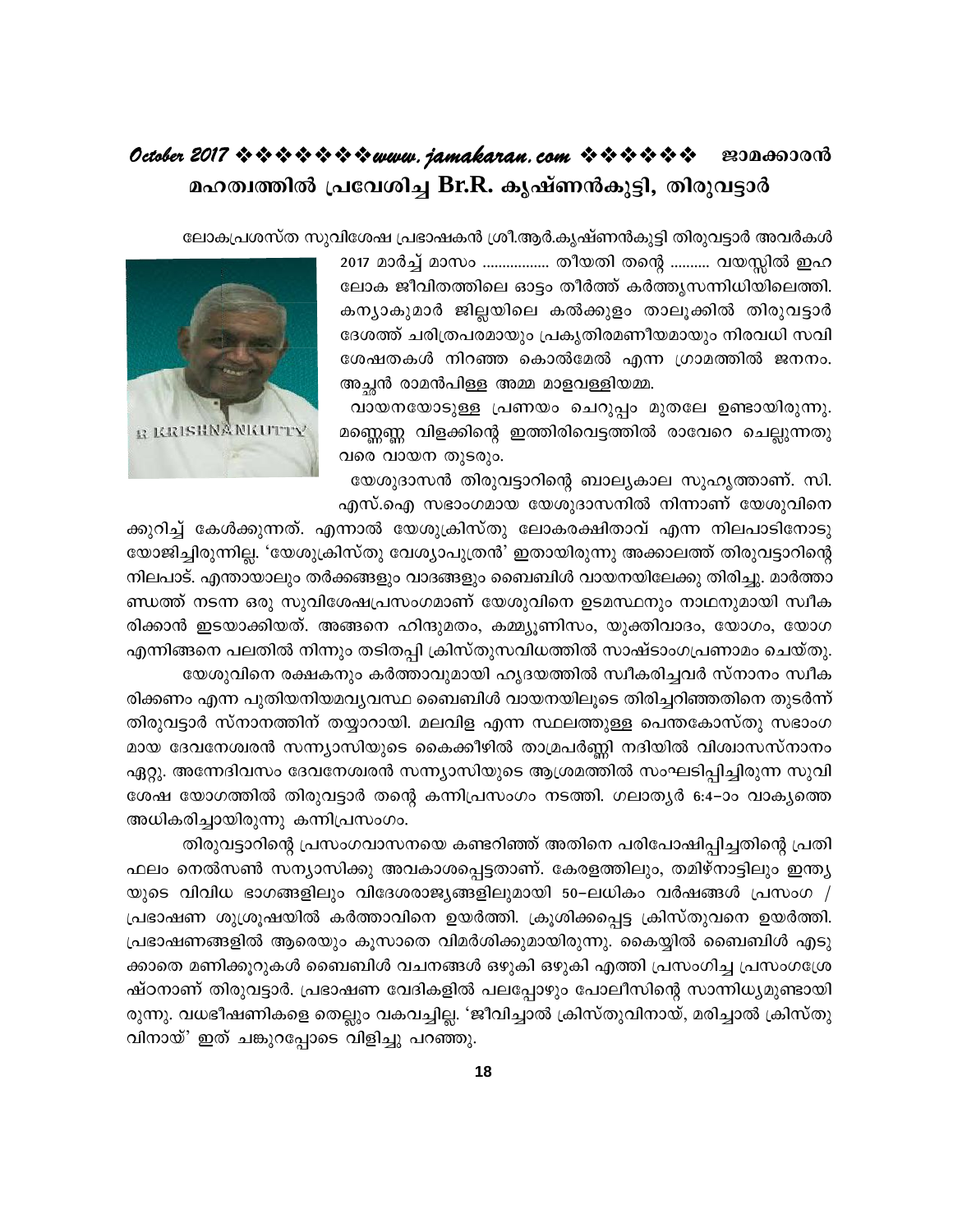# മഹത്വത്തിൽ പ്രവേശിച്ച Br.R. കൃഷ്ണൻകുട്ടി, തിരുവട്ടാർ

ലോകപ്രശസ്ത സുവിശേഷ പ്രഭാഷകൻ ശ്രീ.ആർ.കൃഷ്ണൻകുട്ടി തിരുവട്ടാർ അവർകൾ 2017 മാർച്ച് മാസം ................ തീയതി തന്റെ .......... വയസ്സിൽ ഇഹ ലോക ജീവിതത്തിലെ ഓട്ടം തീർത്ത് കർത്തൃസന്നിധിയിലെത്തി. കന്യാകുമാരി ജില്ലയിലെ കൽക്കുളം താലൂക്കിൽ തിരുവട്ടാർ ദേശത്ത് ചരിത്രപരമായും പ്രകൃതിരമണീയമായും നിരവധി സവിശേഷതകൾ നിറഞ്ഞ കൊൽമേൽ എന്ന ഗ്രാമത്തിൽ ജനനം. അച്ഛൻ രാമൻപിള്ള അമ്മ മാളവള്ളിയമ്മ.

വായനയോടുള്ള പ്രണയം ചെറുപ്പം മുതലേ ഉണ്ടായിരുന്നു. മണ്ണെണ്ണ വിളക്കിന്റെ ഇത്തിരിവെട്ടത്തിൽ രാവേറെ ചെല്ലുന്നതു വരെ വായന തുടരും.

യേശുദാസൻ തിരുവട്ടാറിന്റെ ബാല്യകാല സുഹൃത്താണ്. സി.എസ്.ഐ സഭാംഗമായ യേശുദാസനിൽ നിന്നാണ് യേശുവിനെക്കുറിച്ച് കേൾക്കുന്നത്. എന്നാൽ യേശുക്രിസ്തു ലോകരക്ഷിതാവ് എന്ന നിലപാടിനോടു യോജിച്ചിരുന്നില്ല. 'യേശുക്രിസ്തു വേശ്യാപുത്രൻ' ഇതായിരുന്നു അക്കാലത്ത് തിരുവട്ടാറിന്റെ നിലപാട്. എന്തായാലും തർക്കങ്ങളും വാദങ്ങളും ബൈബിൾ വായനയിലേക്കു തിരിച്ചു. മാർത്താണ്ഡത്ത് നടന്ന ഒരു സുവിശേഷപ്രസംഗമാണ് യേശുവിനെ ഉടമസ്ഥനും നാഥനുമായി സ്വീകരിക്കാൻ ഇടയാക്കിയത്. അങ്ങനെ ഹിന്ദുമതം, കമ്മ്യൂണിസം, യുക്തിവാദം, യോഗം, യോഗ എന്നിങ്ങനെ പലതിൽ നിന്നും തടിതപ്പി ക്രിസ്തുസവിധത്തിൽ സാഷ്ടാംഗപ്രണാമം ചെയ്തു.

യേശുവിനെ രക്ഷകനും കർത്താവുമായി ഹൃദയത്തിൽ സ്വീകരിച്ചവർ സ്നാനം സ്വീകരിക്കണം എന്ന പുതിയനിയമവ്യവസ്ഥ ബൈബിൾ വായനയിലൂടെ തിരിച്ചറിഞ്ഞതിനെ തുടർന്ന് തിരുവട്ടാർ സ്നാനത്തിന് തയ്യാറായി. മലവിള എന്ന സ്ഥലത്തുള്ള പെന്തകോസ്തു സഭാംഗമായ ദേവനേശരൻ സന്ന്യാസിയുടെ കൈക്കീഴിൽ താമ്രപർണ്ണി നദിയിൽ വിശ്വാസസ്നാനം ഏറ്റു. അന്നേദിവസം ദേവനേശരൻ സന്ന്യാസിയുടെ ആശ്രമത്തിൽ സംഘടിപ്പിച്ചിരുന്ന സുവിശേഷ യോഗത്തിൽ തിരുവട്ടാർ തന്റെ കന്നിപ്രസംഗം നടത്തി. ഗലാതൃർ 6:4-ാം വാക്യത്തെ അധികരിച്ചായിരുന്നു കന്നിപ്രസംഗം.

തിരുവട്ടാറിന്റെ പ്രസംഗവാസനയെ കണ്ടറിഞ്ഞ് അതിനെ പരിപോഷിപ്പിച്ചതിന്റെ പ്രതിഫലം നെൽസൺ സന്യാസിക്കു അവകാശപ്പെട്ടതാണ്. കേരളത്തിലും, തമിഴ്നാട്ടിലും ഇന്ത്യയുടെ വിവിധ ഭാഗങ്ങളിലും വിദേശരാജ്യങ്ങളിലുമായി 50-ലധികം വർഷങ്ങൾ പ്രസംഗ / പ്രഭാഷണ ശുശ്രൂഷയിൽ കർത്താവിനെ ഉയർത്തി. ക്രൂശിക്കപ്പെട്ട ക്രിസ്തുവനെ ഉയർത്തി. പ്രഭാഷണങ്ങളിൽ ആരെയും കൂസാതെ വിമർശിക്കുമായിരുന്നു. കൈയ്യിൽ ബൈബിൾ എടുക്കാതെ മണിക്കൂറുകൾ ബൈബിൾ വചനങ്ങൾ ഒഴുകി ഒഴുകി എത്തി പ്രസംഗിച്ച പ്രസംഗശ്രേഷ്ഠനാണ് തിരുവട്ടാർ. പ്രഭാഷണ വേദികളിൽ പലപ്പോഴും പോലീസിന്റെ സാന്നിധ്യമുണ്ടായിരുന്നു. വധഭീഷണികളെ തെല്ലും വകവച്ചില്ല. 'ജീവിച്ചാൽ ക്രിസ്തുവിനായ്, മരിച്ചാൽ ക്രിസ്തുവിനായ്' ഇത് ചങ്കുറപ്പോടെ വിളിച്ചു പറഞ്ഞു.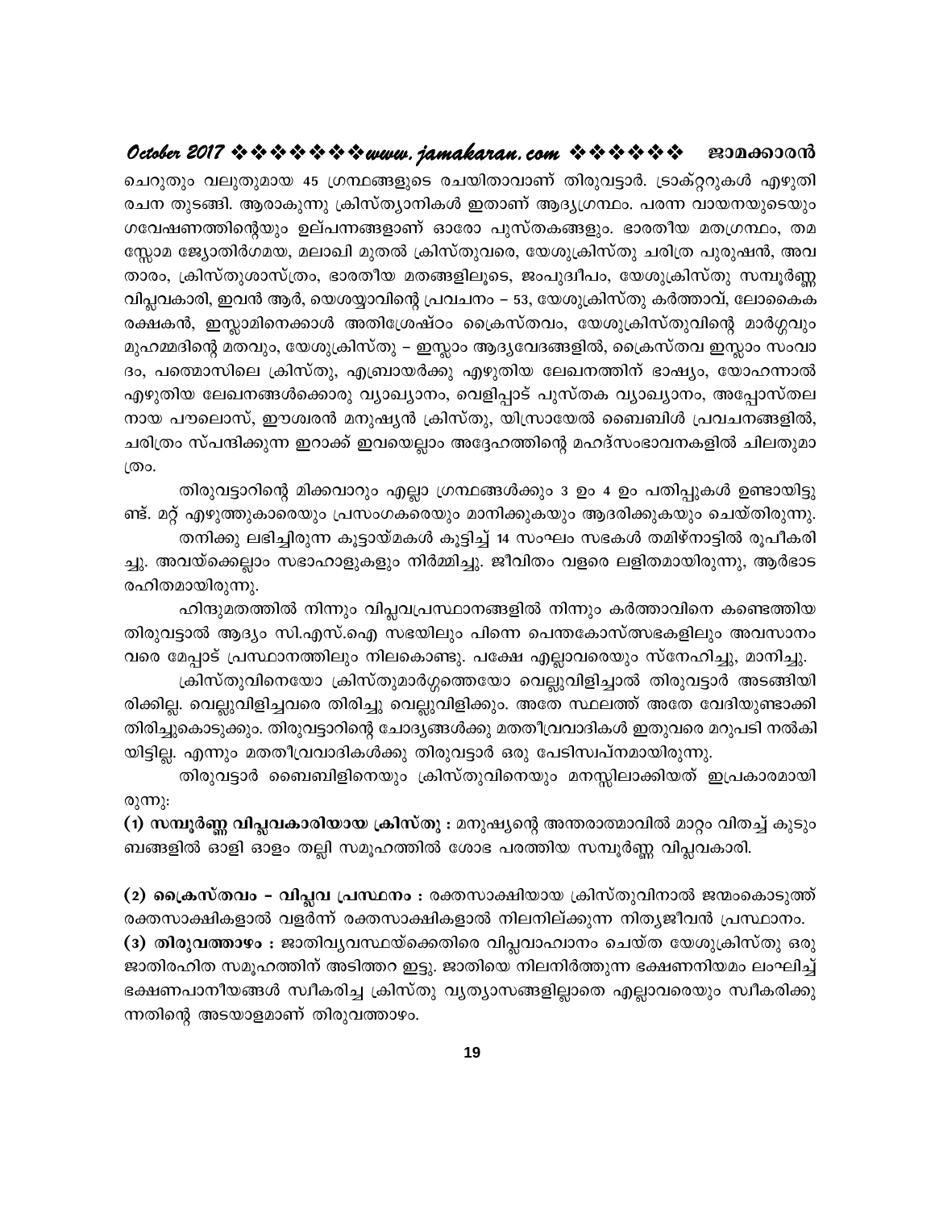ചെറുതും വലുതുമായ 45 ഗ്രന്ഥങ്ങളുടെ രചയിതാവാണ് തിരുവട്ടാർ. ട്രാക്റ്ററുകൾ എഴുതി രചന തുടങ്ങി. ആരാകുന്നു ക്രിസ്ത്യാനികൾ ഇതാണ് ആദ്യഗ്രന്ഥം. പരന്ന വായനയുടെയും ഗവേഷണത്തിന്റെയും ഉല്പന്നങ്ങളാണ് ഓരോ പുസ്തകങ്ങളും. ഭാരതീയ മതഗ്രന്ഥം, തമസ്സോമ ജ്യോതിർഗമയ, മലാഖി മുതൽ ക്രിസ്തുവരെ, യേശുക്രിസ്തു ചരിത്ര പുരുഷൻ, അവതാരം, ക്രിസ്തുശാസ്ത്രം, ഭാരതീയ മതങ്ങളിലൂടെ, ജംപുദ്വീപം, യേശുക്രിസ്തു സമ്പൂർണ്ണ വിപ്ലവകാരി, ഇവൻ ആർ, യെശയ്യാവിന്റെ പ്രവചനം – 53, യേശുക്രിസ്തു കർത്താവ്, ലോകൈക രക്ഷകൻ, ഇസ്ലാമിനെക്കാൾ അതിശ്രേഷ്ഠം ക്രൈസ്തവം, യേശുക്രിസ്തുവിന്റെ മാർഗ്ഗവും മുഹമ്മദിന്റെ മതവും, യേശുക്രിസ്തു – ഇസ്ലാം ആദ്യവേദങ്ങളിൽ, ക്രൈസ്തവ ഇസ്ലാം സംവാദം, പത്മൊസിലെ ക്രിസ്തു, എബ്രായർക്കു എഴുതിയ ലേഖനത്തിന് ഭാഷ്യം, യോഹന്നാൽ എഴുതിയ ലേഖനങ്ങൾക്കൊരു വ്യാഖ്യാനം, വെളിപ്പാട് പുസ്തക വ്യാഖ്യാനം, അപ്പോസ്തലനായ പൗലൊസ്, ഈശ്വരൻ മനുഷ്യൻ ക്രിസ്തു, യിസ്രായേൽ ബൈബിൾ പ്രവചനങ്ങളിൽ, ചരിത്രം സ്പന്ദിക്കുന്ന ഇറാക്ക് ഇവയെല്ലാം അദ്ദേഹത്തിന്റെ മഹദ്സംഭാവനകളിൽ ചിലതുമാത്രം.

തിരുവട്ടാറിന്റെ മിക്കവാറും എല്ലാ ഗ്രന്ഥങ്ങൾക്കും 3 ഉം 4 ഉം പതിപ്പുകൾ ഉണ്ടായിട്ടുണ്ട്. മറ്റ് എഴുത്തുകാരെയും പ്രസംഗകരെയും മാനിക്കുകയും ആദരിക്കുകയും ചെയ്തിരുന്നു.

തനിക്കു ലഭിച്ചിരുന്ന കൂട്ടായ്മകൾ കൂട്ടിച്ച് 14 സംഘം സഭകൾ തമിഴ്നാട്ടിൽ രൂപീകരിച്ചു. അവയ്ക്കെല്ലാം സഭാഹാളുകളും നിർമ്മിച്ചു. ജീവിതം വളരെ ലളിതമായിരുന്നു, ആർഭാട രഹിതമായിരുന്നു.

ഹിന്ദുമതത്തിൽ നിന്നും വിപ്ലവപ്രസ്ഥാനങ്ങളിൽ നിന്നും കർത്താവിനെ കണ്ടെത്തിയ തിരുവട്ടാൽ ആദ്യം സി.എസ്.ഐ സഭയിലും പിന്നെ പെന്തകോസ്ത്സഭകളിലും അവസാനം വരെ മേപ്പാട് പ്രസ്ഥാനത്തിലും നിലകൊണ്ടു. പക്ഷേ എല്ലാവരെയും സ്നേഹിച്ചു, മാനിച്ചു.

ക്രിസ്തുവിനെയോ ക്രിസ്തുമാർഗ്ഗത്തെയോ വെല്ലുവിളിച്ചാൽ തിരുവട്ടാർ അടങ്ങിയിരിക്കില്ല. വെല്ലുവിളിച്ചവരെ തിരിച്ചു വെല്ലുവിളിക്കും. അതേ സ്ഥലത്ത് അതേ വേദിയുണ്ടാക്കി തിരിച്ചുകൊടുക്കും. തിരുവട്ടാറിന്റെ ചോദ്യങ്ങൾക്കു മതതീവ്രവാദികൾ ഇതുവരെ മറുപടി നൽകിയിട്ടില്ല. എന്നും മതതീവ്രവാദികൾക്കു തിരുവട്ടാർ ഒരു പേടിസ്വപ്നമായിരുന്നു.

തിരുവട്ടാർ ബൈബിളിനെയും ക്രിസ്തുവിനെയും മനസ്സിലാക്കിയത് ഇപ്രകാരമായിരുന്നു:

**(1) സമ്പൂർണ്ണ വിപ്ലവകാരിയായ ക്രിസ്തു :** മനുഷ്യന്റെ അന്തരാത്മാവിൽ മാറ്റം വിതച്ച് കുടുംബങ്ങളിൽ ഓളി ഓളം തല്ലി സമൂഹത്തിൽ ശോഭ പരത്തിയ സമ്പൂർണ്ണ വിപ്ലവകാരി.

**(2) ക്രൈസ്തവം – വിപ്ലവ പ്രസ്ഥനം :** രക്തസാക്ഷിയായ ക്രിസ്തുവിനാൽ ജന്മംകൊടുത്ത് രക്തസാക്ഷികളാൽ വളർന്ന് രക്തസാക്ഷികളാൽ നിലനില്ക്കുന്ന നിത്യജീവൻ പ്രസ്ഥാനം.

**(3) തിരുവത്താഴം :** ജാതിവ്യവസ്ഥയ്ക്കെതിരെ വിപ്ലവാഹ്വാനം ചെയ്ത യേശുക്രിസ്തു ഒരു ജാതിരഹിത സമൂഹത്തിന് അടിത്തറ ഇട്ടു. ജാതിയെ നിലനിർത്തുന്ന ഭക്ഷണനിയമം ലംഘിച്ച് ഭക്ഷണപാനീയങ്ങൾ സ്വീകരിച്ച ക്രിസ്തു വ്യത്യാസങ്ങളില്ലാതെ എല്ലാവരെയും സ്വീകരിക്കുന്നതിന്റെ അടയാളമാണ് തിരുവത്താഴം.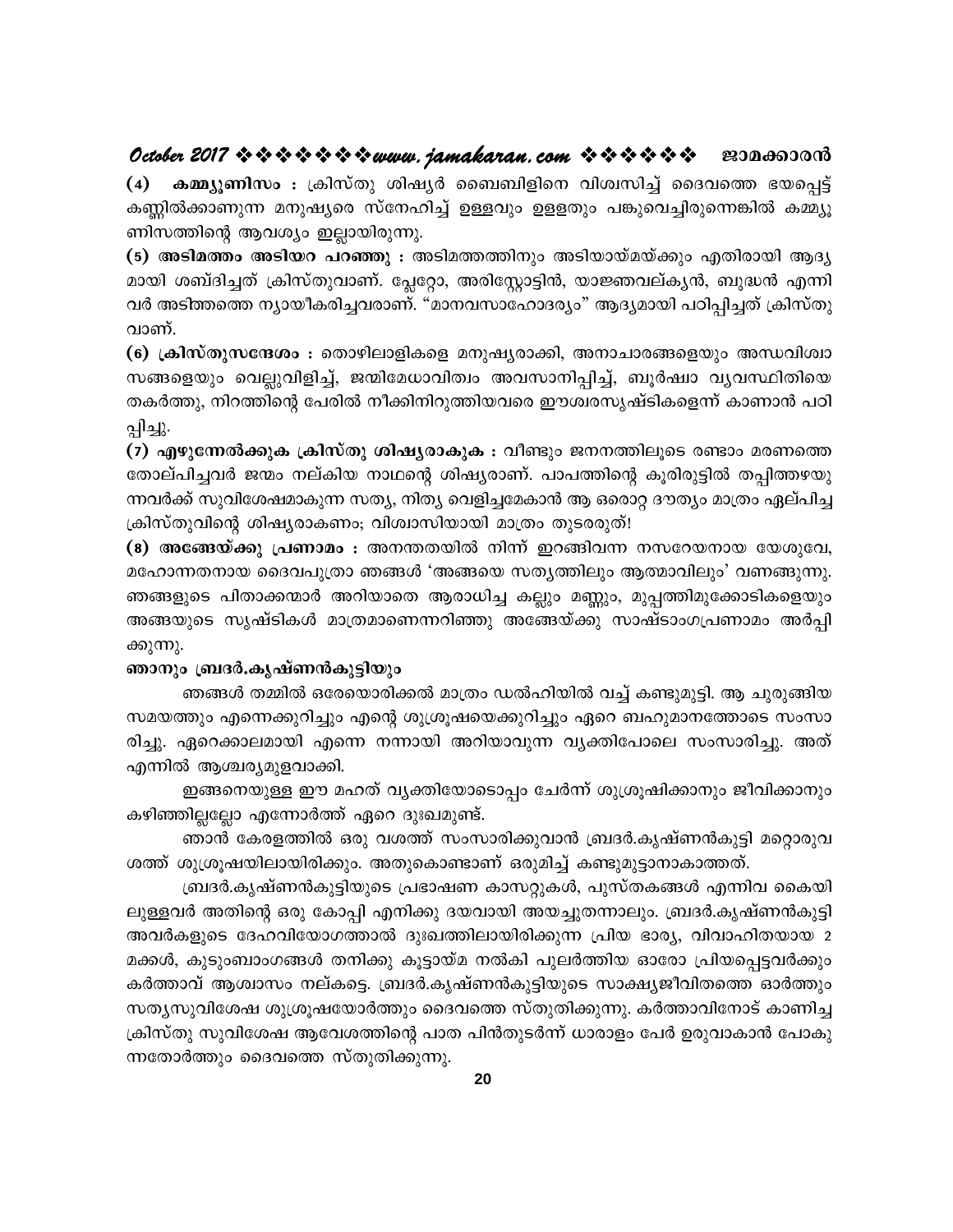**(4) കമ്മ്യൂണിസം :** ക്രിസ്തു ശിഷ്യർ ബൈബിളിനെ വിശ്വസിച്ച് ദൈവത്തെ ഭയപ്പെട്ട് കണ്ണിൽക്കാണുന്ന മനുഷ്യരെ സ്നേഹിച്ച് ഉള്ളവും ഉള്ളതും പങ്കുവെച്ചിരുന്നെങ്കിൽ കമ്മ്യൂണിസത്തിന്റെ ആവശ്യം ഇല്ലായിരുന്നു.

**(5) അടിമത്തം അടിയറ പറഞ്ഞു :** അടിമത്തത്തിനും അടിയായ്മയ്ക്കും എതിരായി ആദ്യമായി ശബ്ദിച്ചത് ക്രിസ്തുവാണ്. പ്ലേറ്റോ, അരിസ്റ്റോട്ടിൽ, യാജ്ഞവല്ക്യൻ, ബുദ്ധൻ എന്നിവർ അടിത്തത്തെ ന്യായീകരിച്ചവരാണ്. "മാനവസാഹോദര്യം" ആദ്യമായി പഠിപ്പിച്ചത് ക്രിസ്തുവാണ്.

**(6) ക്രിസ്തുസന്ദേശം :** തൊഴിലാളികളെ മനുഷ്യരാക്കി, അനാചാരങ്ങളെയും അന്ധവിശ്വാസങ്ങളെയും വെല്ലുവിളിച്ച്, ജന്മിമേധാവിത്വം അവസാനിപ്പിച്ച്, ബൂർഷ്വാ വ്യവസ്ഥിതിയെ തകർത്തു, നിറത്തിന്റെ പേരിൽ നീക്കിനിറുത്തിയവരെ ഈശ്വരസൃഷ്ടികളെന്ന് കാണാൻ പഠിപ്പിച്ചു.

**(7) എഴുന്നേൽക്കുക ക്രിസ്തു ശിഷ്യരാകുക :** വീണ്ടും ജനനത്തിലൂടെ രണ്ടാം മരണത്തെ തോല്പിച്ചവർ ജന്മം നല്കിയ നാഥന്റെ ശിഷ്യരാണ്. പാപത്തിന്റെ കൂരിരുട്ടിൽ തപ്പിത്തഴയുന്നവർക്ക് സുവിശേഷമാകുന്ന സത്യ, നിത്യ വെളിച്ചമേകാൻ ആ ഒരൊറ്റ ദൗത്യം മാത്രം ഏല്പിച്ച ക്രിസ്തുവിന്റെ ശിഷ്യരാകണം; വിശ്വാസിയായി മാത്രം തുടരരുത്!

**(8) അങ്ങേയ്ക്കു പ്രണാമം :** അനന്തതയിൽ നിന്ന് ഇറങ്ങിവന്ന നസറേയനായ യേശുവേ, മഹോന്നതനായ ദൈവപുത്രാ ഞങ്ങൾ 'അങ്ങയെ സത്യത്തിലും ആത്മാവിലും' വണങ്ങുന്നു. ഞങ്ങളുടെ പിതാക്കന്മാർ അറിയാതെ ആരാധിച്ച കല്ലും മണ്ണും, മുപ്പത്തിമുക്കോടികളെയും അങ്ങയുടെ സൃഷ്ടികൾ മാത്രമാണെന്നറിഞ്ഞു അങ്ങേയ്ക്കു സാഷ്ടാംഗപ്രണാമം അർപ്പിക്കുന്നു.

### ഞാനും ബ്രദർ.കൃഷ്ണൻകുട്ടിയും

ഞങ്ങൾ തമ്മിൽ ഒരേയൊരിക്കൽ മാത്രം ഡൽഹിയിൽ വച്ച് കണ്ടുമുട്ടി. ആ ചുരുങ്ങിയ സമയത്തും എന്നെക്കുറിച്ചും എന്റെ ശുശ്രൂഷയെക്കുറിച്ചും ഏറെ ബഹുമാനത്തോടെ സംസാരിച്ചു. ഏറെക്കാലമായി എന്നെ നന്നായി അറിയാവുന്ന വ്യക്തിപോലെ സംസാരിച്ചു. അത് എന്നിൽ ആശ്ചര്യമുളവാക്കി.

ഇങ്ങനെയുള്ള ഈ മഹത് വ്യക്തിയോടൊപ്പം ചേർന്ന് ശുശ്രൂഷിക്കാനും ജീവിക്കാനും കഴിഞ്ഞില്ലല്ലോ എന്നോർത്ത് ഏറെ ദുഃഖമുണ്ട്.

ഞാൻ കേരളത്തിൽ ഒരു വശത്ത് സംസാരിക്കുവാൻ ബ്രദർ.കൃഷ്ണൻകുട്ടി മറ്റൊരുവശത്ത് ശുശ്രൂഷയിലായിരിക്കും. അതുകൊണ്ടാണ് ഒരുമിച്ച് കണ്ടുമുട്ടാനാകാത്തത്.

ബ്രദർ.കൃഷ്ണൻകുട്ടിയുടെ പ്രഭാഷണ കാസറ്റുകൾ, പുസ്തകങ്ങൾ എന്നിവ കൈയിലുള്ളവർ അതിന്റെ ഒരു കോപ്പി എനിക്കു ദയവായി അയച്ചുതന്നാലും. ബ്രദർ.കൃഷ്ണൻകുട്ടി അവർകളുടെ ദേഹവിയോഗത്താൽ ദുഃഖത്തിലായിരിക്കുന്ന പ്രിയ ഭാര്യ, വിവാഹിതയായ 2 മക്കൾ, കുടുംബാംഗങ്ങൾ തനിക്കു കൂട്ടായ്മ നൽകി പുലർത്തിയ ഓരോ പ്രിയപ്പെട്ടവർക്കും കർത്താവ് ആശ്വാസം നല്കട്ടെ. ബ്രദർ.കൃഷ്ണൻകുട്ടിയുടെ സാക്ഷ്യജീവിതത്തെ ഓർത്തും സത്യസുവിശേഷ ശുശ്രൂഷയോർത്തും ദൈവത്തെ സ്തുതിക്കുന്നു. കർത്താവിനോട് കാണിച്ച ക്രിസ്തു സുവിശേഷ ആവേശത്തിന്റെ പാത പിൻതുടർന്ന് ധാരാളം പേർ ഉരുവാകാൻ പോകുന്നതോർത്തും ദൈവത്തെ സ്തുതിക്കുന്നു.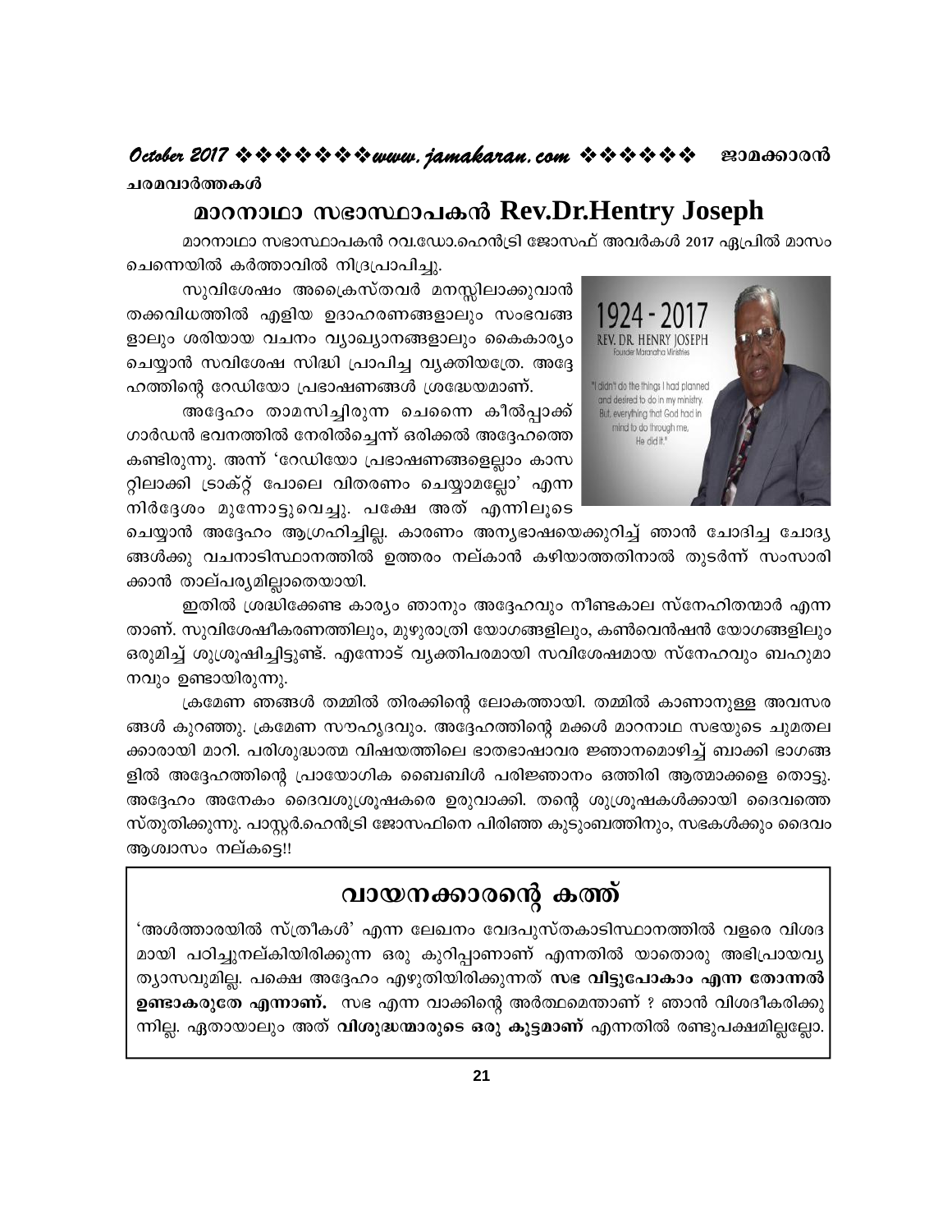ചരമവാർത്തകൾ

## മാറനാഥാ സഭാസ്ഥാപകൻ Rev.Dr.Hentry Joseph

മാറനാഥാ സഭാസ്ഥാപകൻ റവ.ഡോ.ഹെൻട്രി ജോസഫ് അവർകൾ 2017 ഏപ്രിൽ മാസം ചെന്നെയിൽ കർത്താവിൽ നിദ്രപ്രാപിച്ചു.

സുവിശേഷം അക്രൈസ്തവർ മനസ്സിലാക്കുവാൻ തക്കവിധത്തിൽ എളിയ ഉദാഹരണങ്ങളാലും സംഭവങ്ങളാലും ശരിയായ വചനം വ്യാഖ്യാനങ്ങളാലും കൈകാര്യം ചെയ്യാൻ സവിശേഷ സിദ്ധി പ്രാപിച്ച വ്യക്തിയത്രേ. അദ്ദേഹത്തിന്റെ റേഡിയോ പ്രഭാഷണങ്ങൾ ശ്രദ്ധേയമാണ്.

അദ്ദേഹം താമസിച്ചിരുന്ന ചെന്നൈ കീൽപ്പാക്ക് ഗാർഡൻ ഭവനത്തിൽ നേരിൽച്ചെന്ന് ഒരിക്കൽ അദ്ദേഹത്തെ കണ്ടിരുന്നു. അന്ന് 'റേഡിയോ പ്രഭാഷണങ്ങളെല്ലാം കാസറ്റിലാക്കി ട്രാക്റ്റ് പോലെ വിതരണം ചെയ്യാമല്ലോ' എന്ന നിർദ്ദേശം മുന്നോട്ടുവെച്ചു. പക്ഷേ അത് എന്നിലൂടെ ചെയ്യാൻ അദ്ദേഹം ആഗ്രഹിച്ചില്ല. കാരണം അന്യഭാഷയെക്കുറിച്ച് ഞാൻ ചോദിച്ച ചോദ്യങ്ങൾക്കു വചനാടിസ്ഥാനത്തിൽ ഉത്തരം നല്കാൻ കഴിയാത്തതിനാൽ തുടർന്ന് സംസാരിക്കാൻ താല്പര്യമില്ലാതെയായി.

ഇതിൽ ശ്രദ്ധിക്കേണ്ട കാര്യം ഞാനും അദ്ദേഹവും നീണ്ടകാല സ്നേഹിതന്മാർ എന്നതാണ്. സുവിശേഷീകരണത്തിലും, മുഴുരാത്രി യോഗങ്ങളിലും, കൺവെൻഷൻ യോഗങ്ങളിലും ഒരുമിച്ച് ശുശ്രൂഷിച്ചിട്ടുണ്ട്. എന്നോട് വ്യക്തിപരമായി സവിശേഷമായ സ്നേഹവും ബഹുമാനവും ഉണ്ടായിരുന്നു.

ക്രമേണ ഞങ്ങൾ തമ്മിൽ തിരക്കിന്റെ ലോകത്തായി. തമ്മിൽ കാണാനുള്ള അവസരങ്ങൾ കുറഞ്ഞു. ക്രമേണ സൗഹൃദവും. അദ്ദേഹത്തിന്റെ മക്കൾ മാറനാഥ സഭയുടെ ചുമതലക്കാരായി മാറി. പരിശുദ്ധാത്മ വിഷയത്തിലെ ഭാതഭാഷാവര ജ്ഞാനമൊഴിച്ച് ബാക്കി ഭാഗങ്ങളിൽ അദ്ദേഹത്തിന്റെ പ്രായോഗിക ബൈബിൾ പരിജ്ഞാനം ഒത്തിരി ആത്മാക്കളെ തൊട്ടു. അദ്ദേഹം അനേകം ദൈവശുശ്രൂഷകരെ ഉരുവാക്കി. തന്റെ ശുശ്രൂഷകൾക്കായി ദൈവത്തെ സ്തുതിക്കുന്നു. പാസ്റ്റർ.ഹെൻട്രി ജോസഫിനെ പിരിഞ്ഞ കുടുംബത്തിനും, സഭകൾക്കും ദൈവം ആശ്വാസം നല്കട്ടെ!!

## വായനക്കാരന്റെ കത്ത്

'അൾത്താരയിൽ സ്ത്രീകൾ' എന്ന ലേഖനം വേദപുസ്തകാടിസ്ഥാനത്തിൽ വളരെ വിശദമായി പഠിച്ചുനല്കിയിരിക്കുന്ന ഒരു കുറിപ്പാണാണ് എന്നതിൽ യാതൊരു അഭിപ്രായവ്യത്യാസവുമില്ല. പക്ഷെ അദ്ദേഹം എഴുതിയിരിക്കുന്നത് **സഭ വിട്ടുപോകാം എന്ന തോന്നൽ ഉണ്ടാകരുതേ എന്നാണ്.** സഭ എന്ന വാക്കിന്റെ അർത്ഥമെന്താണ് ? ഞാൻ വിശദീകരിക്കുന്നില്ല. ഏതായാലും അത് **വിശുദ്ധന്മാരുടെ ഒരു കൂട്ടമാണ്** എന്നതിൽ രണ്ടുപക്ഷമില്ലല്ലോ.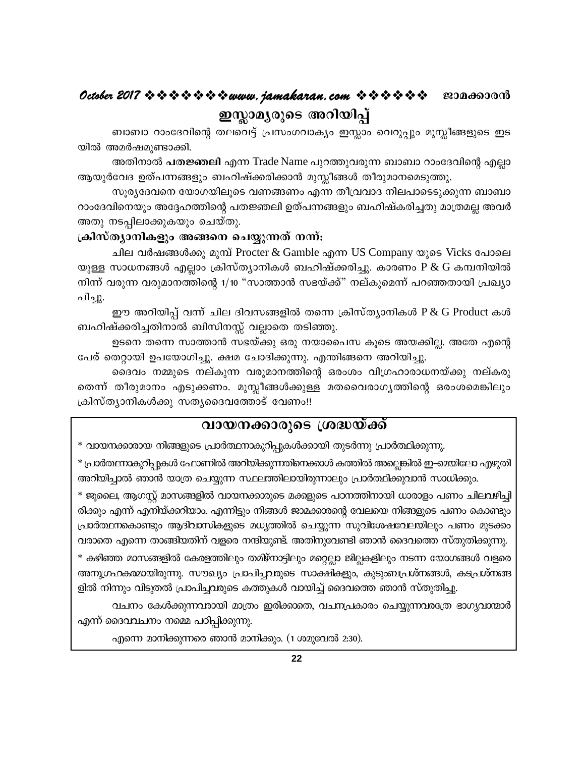# ഇസ്ലാമ്യരുടെ അറിയിപ്പ്

ബാബാ റാംദേവിന്റെ തലവെട്ട് പ്രസംഗവാക്യം ഇസ്ലാം വെറുപ്പും മുസ്ലീങ്ങളുടെ ഇട യിൽ അമർഷമുണ്ടാക്കി.

അതിനാൽ **പതജ്ഞലി** എന്ന Trade Name പുറത്തുവരുന്ന ബാബാ റാംദേവിന്റെ എല്ലാ ആയുർവേദ ഉത്പന്നങ്ങളും ബഹിഷ്ക്കരിക്കാൻ മുസ്ലീങ്ങൾ തീരുമാനമെടുത്തു.

സൂര്യദേവനെ യോഗയിലൂടെ വണങ്ങണം എന്ന തീവ്രവാദ നിലപാടെടുക്കുന്ന ബാബാ റാംദേവിനെയും അദ്ദേഹത്തിന്റെ പതജ്ഞലി ഉത്പന്നങ്ങളും ബഹിഷ്കരിച്ചതു മാത്രമല്ല അവർ അതു നടപ്പിലാക്കുകയും ചെയ്തു.

### ക്രിസ്ത്യാനികളും അങ്ങനെ ചെയ്യുന്നത് നന്ന്:

ചില വർഷങ്ങൾക്കു മുമ്പ് Procter & Gamble എന്ന US Company യുടെ Vicks പോലെ യുള്ള സാധനങ്ങൾ എല്ലാം ക്രിസ്ത്യാനികൾ ബഹിഷ്ക്കരിച്ചു. കാരണം P & G കമ്പനിയിൽ നിന്ന് വരുന്ന വരുമാനത്തിന്റെ 1/10 "സാത്താൻ സഭയ്ക്ക്" നല്കുമെന്ന് പറഞ്ഞതായി പ്രഖ്യാ പിച്ചു.

ഈ അറിയിപ്പ് വന്ന് ചില ദിവസങ്ങളിൽ തന്നെ ക്രിസ്ത്യാനികൾ P & G Product കൾ ബഹിഷ്ക്കരിച്ചതിനാൽ ബിസിനസ്സ് വല്ലാതെ തടിഞ്ഞു.

ഉടനെ തന്നെ സാത്താൻ സഭയ്ക്കു ഒരു നയാപൈസ കൂടെ അയക്കില്ല. അതേ എന്റെ പേര് തെറ്റായി ഉപയോഗിച്ചു. ക്ഷമ ചോദിക്കുന്നു. എന്തിങ്ങനെ അറിയിച്ചു.

ദൈവം നമ്മുടെ നല്കുന്ന വരുമാനത്തിന്റെ ഒരംശം വിഗ്രഹാരാധനയ്ക്കു നല്കരു തെന്ന് തീരുമാനം എടുക്കണം. മുസ്ലീങ്ങൾക്കുള്ള മതവൈരാഗ്യത്തിന്റെ ഒരംശമെങ്കിലും ക്രിസ്ത്യാനികൾക്കു സത്യദൈവത്തോട് വേണം!!

## വായനക്കാരുടെ ശ്രദ്ധയ്ക്ക്

* വായനക്കാരായ നിങ്ങളുടെ പ്രാർത്ഥനാകുറിപ്പുകൾക്കായി തുടർന്നു പ്രാർത്ഥിക്കുന്നു.

* പ്രാർത്ഥനാകുറിപ്പുകൾ ഫോണിൽ അറിയിക്കുന്നതിനെക്കാൾ കത്തിൽ അല്ലെങ്കിൽ ഇ–മെയിലോ എഴുതി അറിയിച്ചാൽ ഞാൻ യാത്ര ചെയ്യുന്ന സ്ഥലത്തിലായിരുന്നാലും പ്രാർത്ഥിക്കുവാൻ സാധിക്കും.

* ജൂലൈ, ആഗസ്റ്റ് മാസങ്ങളിൽ വായനക്കാരുടെ മക്കളുടെ പഠനത്തിനായി ധാരാളം പണം ചിലവഴിച്ചി രിക്കും എന്ന് എനിയ്ക്കറിയാം. എന്നിട്ടും നിങ്ങൾ ജാമക്കാരന്റെ വേലയെ നിങ്ങളുടെ പണം കൊണ്ടും പ്രാർത്ഥനകൊണ്ടും ആദിവാസികളുടെ മധ്യത്തിൽ ചെയ്യുന്ന സുവിശേഷവേലയിലും പണം മുടക്കം വരാതെ എന്നെ താങ്ങിയതിന് വളരെ നന്ദിയുണ്ട്. അതിനുവേണ്ടി ഞാൻ ദൈവത്തെ സ്തുതിക്കുന്നു.

* കഴിഞ്ഞ മാസങ്ങളിൽ കേരളത്തിലും തമിഴ്നാട്ടിലും മറ്റെല്ലാ ജില്ലകളിലും നടന്ന യോഗങ്ങൾ വളരെ അനുഗ്രഹകരമായിരുന്നു. സൗഖ്യം പ്രാപിച്ചവരുടെ സാക്ഷികളും, കുടുംബപ്രശ്നങ്ങൾ, കടപ്രശ്നങ്ങ ളിൽ നിന്നും വിടുതൽ പ്രാപിച്ചവരുടെ കത്തുകൾ വായിച്ച് ദൈവത്തെ ഞാൻ സ്തുതിച്ചു.

വചനം കേൾക്കുന്നവരായി മാത്രം ഇരിക്കാതെ, വചനപ്രകാരം ചെയ്യുന്നവരത്രേ ഭാഗ്യവാന്മാർ എന്ന് ദൈവവചനം നമ്മെ പഠിപ്പിക്കുന്നു.

എന്നെ മാനിക്കുന്നരെ ഞാൻ മാനിക്കും. (1 ശമുവേൽ 2:30).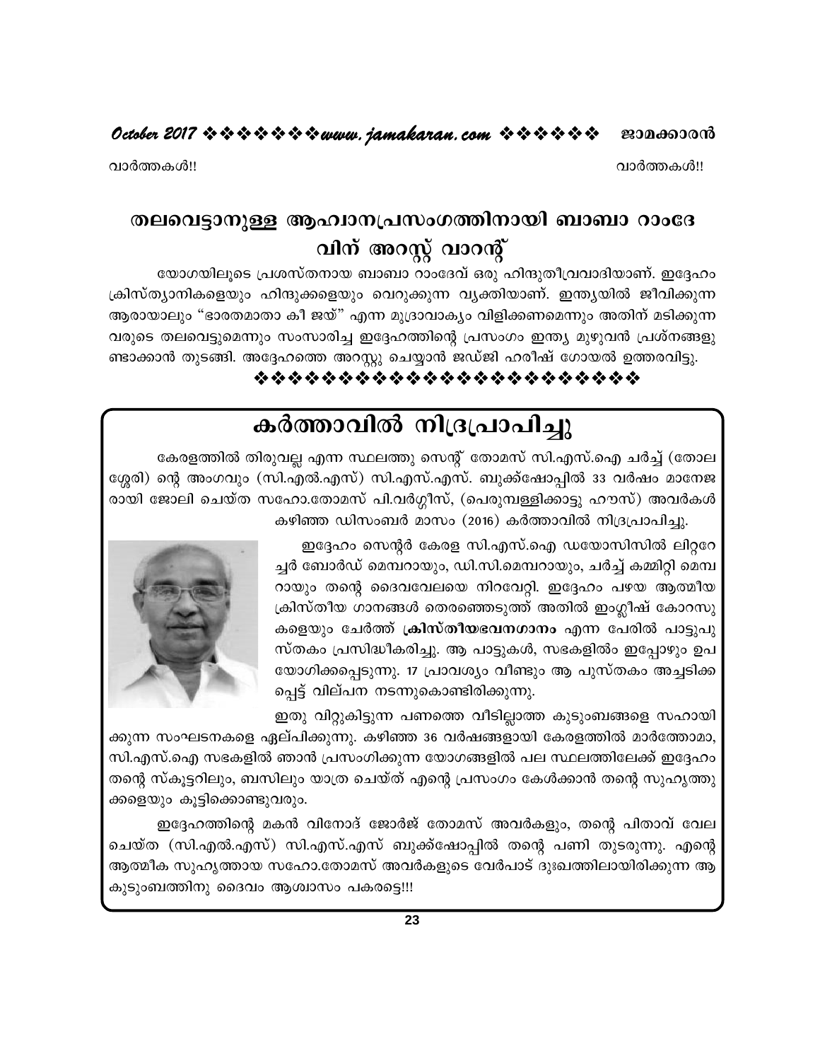വാർത്തകൾ!!

## തലവെട്ടാനുള്ള ആഹ്വാനപ്രസംഗത്തിനായി ബാബാ റാംദേവിന് അറസ്റ്റ് വാറന്റ്

യോഗയിലൂടെ പ്രശസ്തനായ ബാബാ റാംദേവ് ഒരു ഹിന്ദുതീവ്രവാദിയാണ്. ഇദ്ദേഹം ക്രിസ്ത്യാനികളെയും ഹിന്ദുക്കളെയും വെറുക്കുന്ന വ്യക്തിയാണ്. ഇന്ത്യയിൽ ജീവിക്കുന്ന ആരായാലും "ഭാരതമാതാ കീ ജയ്" എന്ന മുദ്രാവാക്യം വിളിക്കണമെന്നും അതിന് മടിക്കുന്നവരുടെ തലവെട്ടുമെന്നും സംസാരിച്ച ഇദ്ദേഹത്തിന്റെ പ്രസംഗം ഇന്ത്യ മുഴുവൻ പ്രശ്നങ്ങളുണ്ടാക്കാൻ തുടങ്ങി. അദ്ദേഹത്തെ അറസ്റ്റു ചെയ്യാൻ ജഡ്ജി ഹരീഷ് ഗോയൽ ഉത്തരവിട്ടു.

❖❖❖❖❖❖❖❖❖❖❖❖❖❖❖❖❖❖❖❖❖❖❖❖

## കർത്താവിൽ നിദ്രപ്രാപിച്ചു

കേരളത്തിൽ തിരുവല്ല എന്ന സ്ഥലത്തു സെന്റ് തോമസ് സി.എസ്.ഐ ചർച്ച് (തോലശ്ശേരി) ന്റെ അംഗവും (സി.എൽ.എസ്) സി.എസ്.എസ്. ബുക്ക്ഷോപ്പിൽ 33 വർഷം മാനേജരായി ജോലി ചെയ്ത സഹോ.തോമസ് പി.വർഗ്ഗീസ്, (പെരുമ്പള്ളിക്കാട്ടു ഹൗസ്) അവർകൾ കഴിഞ്ഞ ഡിസംബർ മാസം (2016) കർത്താവിൽ നിദ്രപ്രാപിച്ചു.

ഇദ്ദേഹം സെന്റർ കേരള സി.എസ്.ഐ ഡയോസിസിൽ ലിറ്ററേച്ചർ ബോർഡ് മെമ്പറായും, ഡി.സി.മെമ്പറായും, ചർച്ച് കമ്മിറ്റി മെമ്പറായും തന്റെ ദൈവവേലയെ നിറവേറ്റി. ഇദ്ദേഹം പഴയ ആത്മീയ ക്രിസ്തീയ ഗാനങ്ങൾ തെരഞ്ഞെടുത്ത് അതിൽ ഇംഗ്ലീഷ് കോറസുകളെയും ചേർത്ത് **ക്രിസ്തീയഭവനഗാനം** എന്ന പേരിൽ പാട്ടുപുസ്തകം പ്രസിദ്ധീകരിച്ചു. ആ പാട്ടുകൾ, സഭകളിൽം ഇപ്പോഴും ഉപയോഗിക്കപ്പെടുന്നു. 17 പ്രാവശ്യം വീണ്ടും ആ പുസ്തകം അച്ചടിക്കപ്പെട്ട് വില്പന നടന്നുകൊണ്ടിരിക്കുന്നു.

ഇതു വിറ്റുകിട്ടുന്ന പണത്തെ വീടില്ലാത്ത കുടുംബങ്ങളെ സഹായിക്കുന്ന സംഘടനകളെ ഏല്പിക്കുന്നു. കഴിഞ്ഞ 36 വർഷങ്ങളായി കേരളത്തിൽ മാർത്തോമാ, സി.എസ്.ഐ സഭകളിൽ ഞാൻ പ്രസംഗിക്കുന്ന യോഗങ്ങളിൽ പല സ്ഥലത്തിലേക്ക് ഇദ്ദേഹം തന്റെ സ്കൂട്ടറിലും, ബസിലും യാത്ര ചെയ്ത് എന്റെ പ്രസംഗം കേൾക്കാൻ തന്റെ സുഹൃത്തുക്കളെയും കൂട്ടിക്കൊണ്ടുവരും.

ഇദ്ദേഹത്തിന്റെ മകൻ വിനോദ് ജോർജ് തോമസ് അവർകളും, തന്റെ പിതാവ് വേല ചെയ്ത (സി.എൽ.എസ്) സി.എസ്.എസ് ബുക്ക്ഷോപ്പിൽ തന്റെ പണി തുടരുന്നു. എന്റെ ആത്മീക സുഹൃത്തായ സഹോ.തോമസ് അവർകളുടെ വേർപാട് ദുഃഖത്തിലായിരിക്കുന്ന ആ കുടുംബത്തിനു ദൈവം ആശ്വാസം പകരട്ടെ!!!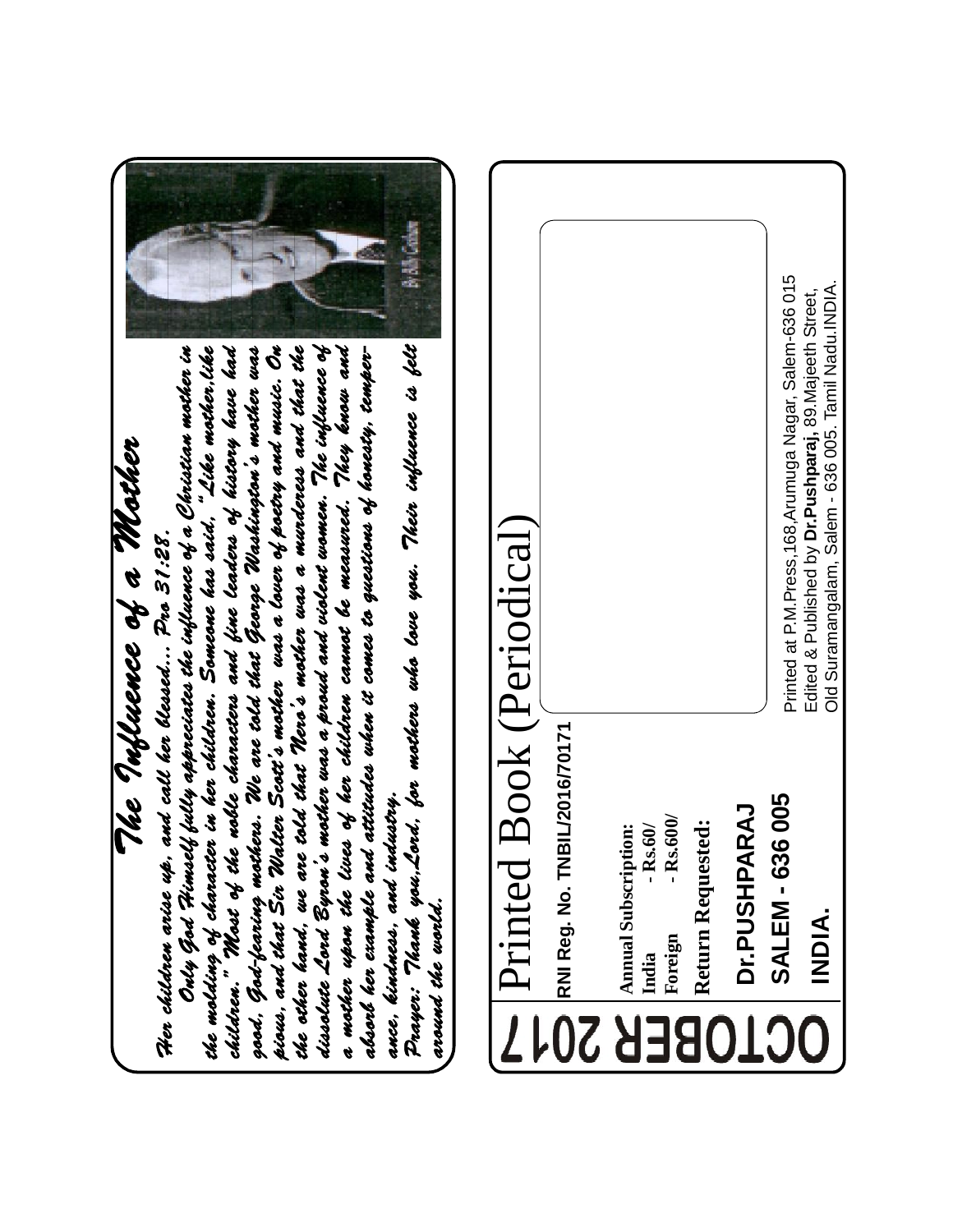# The Influence of a Mother

*Her children arise up, and call her blessed... Pro 31:28.*

*Only God Himself fully appreciates the influence of a Christian mother in the molding of character in her children. Someone has said, "Like mother, like children." Most of the noble characters and fine leaders of history have had good, God-fearing mothers. We are told that George Washington's mother was pious, and that Sir Walter Scott's mother was a lover of poetry and music. On the other hand, we are told that Nero's mother was a murderess and that the dissolute Lord Byron's mother was a proud and violent women. The influence of a mother upon the lives of her children cannot be measured. They know and absorb her example and attitudes when it comes to questions of honesty, temperance, kindness, and industry.*

*Prayer: Thank you, Lord, for mothers who love you. Their influence is felt around the world.*

**OCTOBER 2017**

Printed Book (Periodical)

**RNI Reg. No. TNBIL/2016/70171**

**Annual Subscription:**
**India - Rs.60/**
**Foreign - Rs.600/**

**Return Requested:**

**Dr.PUSHPARAJ**
**SALEM - 636 005**
**INDIA.**

Printed at P.M.Press,168,Arumuga Nagar, Salem-636 015
Edited & Published by **Dr.Pushparaj,** 89.Majeeth Street,
Old Suramangalam, Salem - 636 005. Tamil Nadu.INDIA.